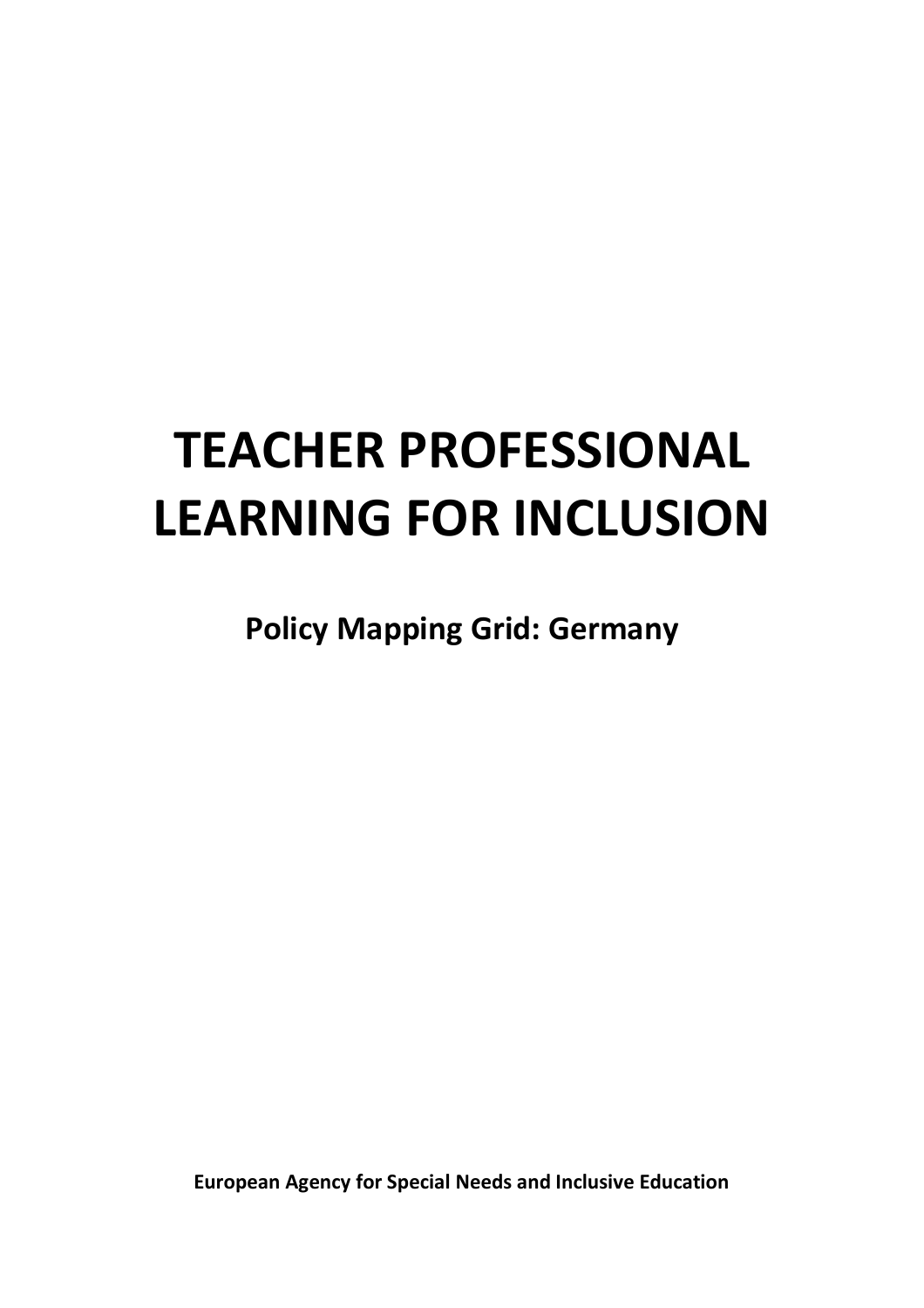# TEACHER PROFESSIONAL LEARNING FOR INCLUSION

## Policy Mapping Grid: Germany

**European Agency for Special Needs and Inclusive Education**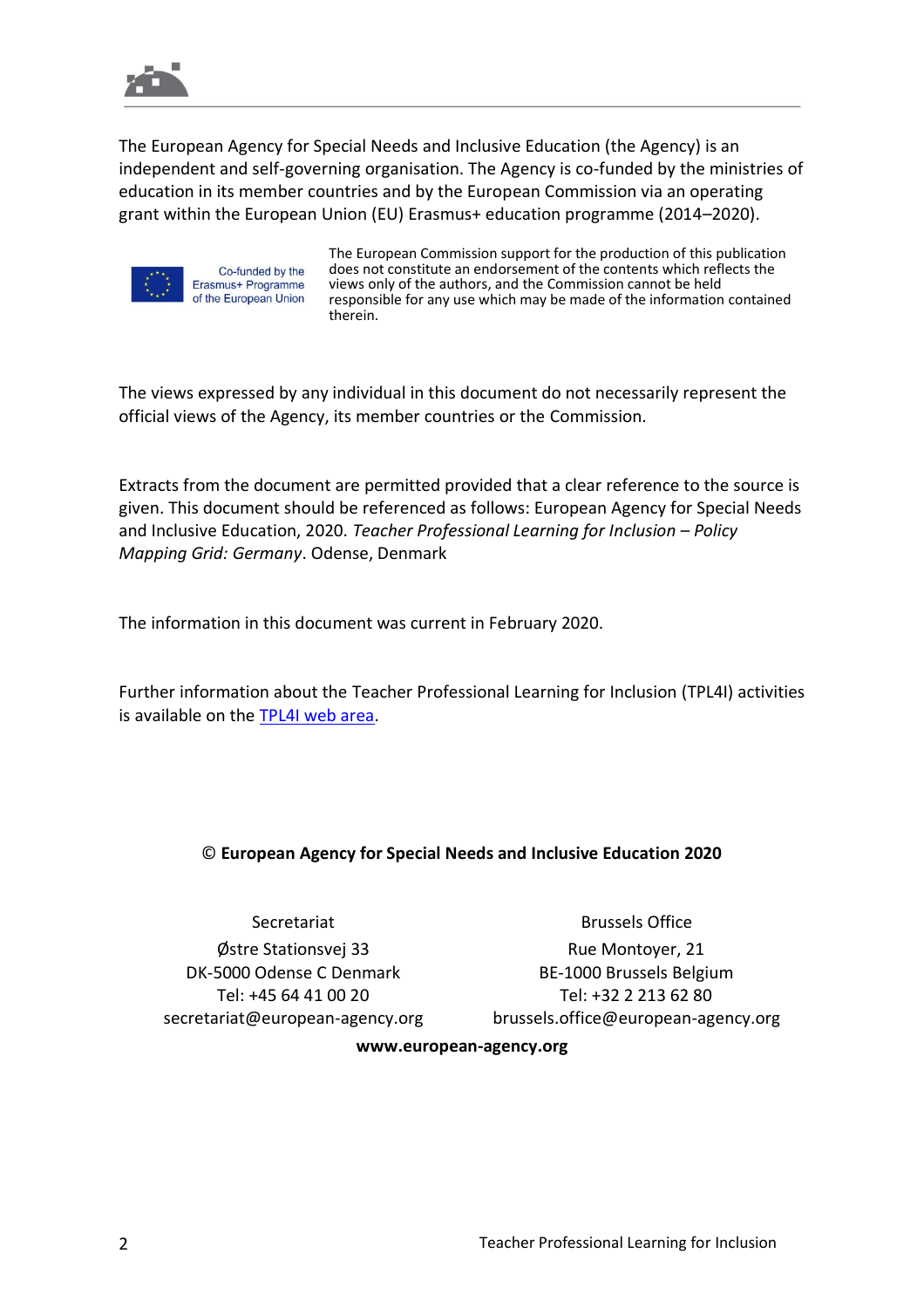The European Agency for Special Needs and Inclusive Education (the Agency) is an independent and self-governing organisation. The Agency is co-funded by the ministries of education in its member countries and by the European Commission via an operating grant within the European Union (EU) Erasmus+ education programme (2014–2020).

Co-funded by the Erasmus+ Programme of the European Union

The European Commission support for the production of this publication does not constitute an endorsement of the contents which reflects the views only of the authors, and the Commission cannot be held responsible for any use which may be made of the information contained therein.

The views expressed by any individual in this document do not necessarily represent the official views of the Agency, its member countries or the Commission.

Extracts from the document are permitted provided that a clear reference to the source is given. This document should be referenced as follows: European Agency for Special Needs and Inclusive Education, 2020. *Teacher Professional Learning for Inclusion – Policy Mapping Grid: Germany*. Odense, Denmark

The information in this document was current in February 2020.

Further information about the Teacher Professional Learning for Inclusion (TPL4I) activities is available on the TPL4I web area.

**© European Agency for Special Needs and Inclusive Education 2020**

Secretariat
Østre Stationsvej 33
DK-5000 Odense C Denmark
Tel: +45 64 41 00 20
secretariat@european-agency.org

Brussels Office
Rue Montoyer, 21
BE-1000 Brussels Belgium
Tel: +32 2 213 62 80
brussels.office@european-agency.org

**www.european-agency.org**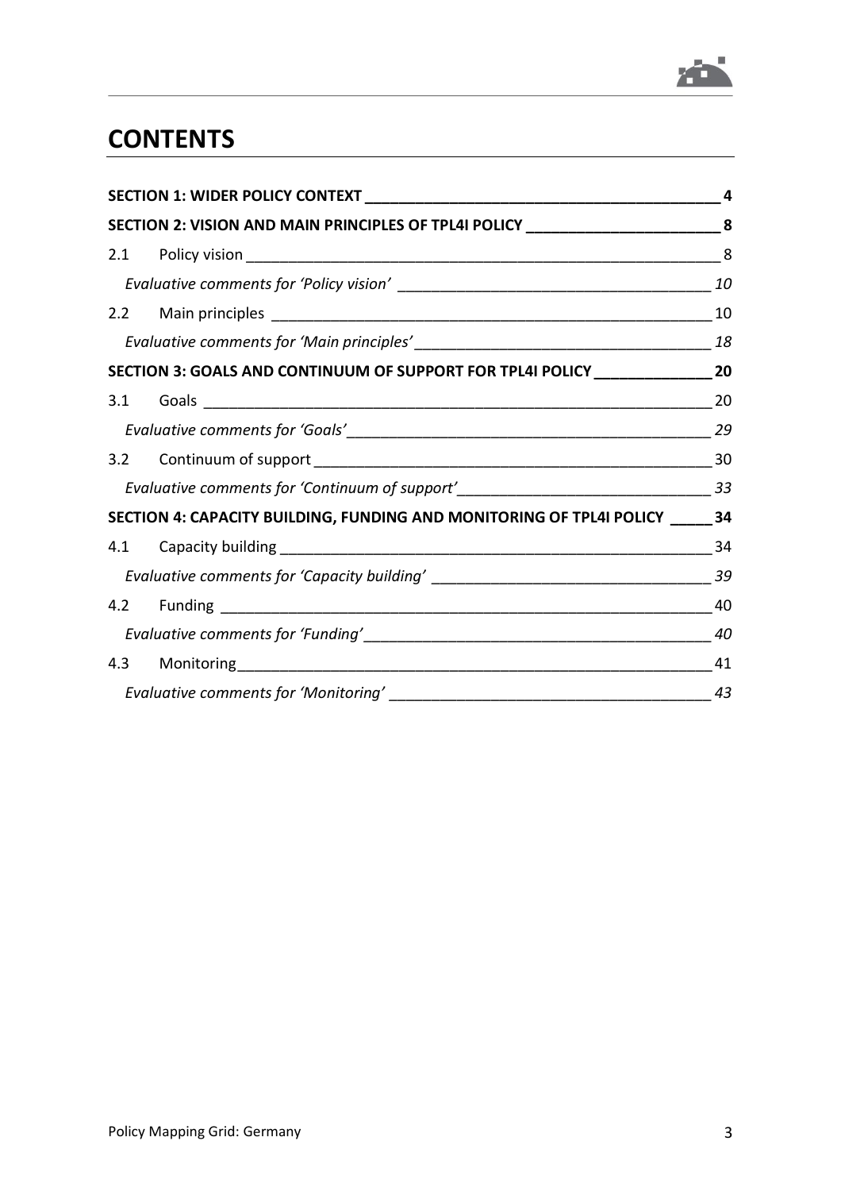# CONTENTS

**SECTION 1: WIDER POLICY CONTEXT** ____ **4**

**SECTION 2: VISION AND MAIN PRINCIPLES OF TPL4I POLICY** ____ **8**

2.1 Policy vision ____ 8

*Evaluative comments for 'Policy vision'* ____ *10*

2.2 Main principles ____ 10

*Evaluative comments for 'Main principles'* ____ *18*

**SECTION 3: GOALS AND CONTINUUM OF SUPPORT FOR TPL4I POLICY** ____ **20**

3.1 Goals ____ 20

*Evaluative comments for 'Goals'* ____ *29*

3.2 Continuum of support ____ 30

*Evaluative comments for 'Continuum of support'* ____ *33*

**SECTION 4: CAPACITY BUILDING, FUNDING AND MONITORING OF TPL4I POLICY** ____ **34**

4.1 Capacity building ____ 34

*Evaluative comments for 'Capacity building'* ____ *39*

4.2 Funding ____ 40

*Evaluative comments for 'Funding'* ____ *40*

4.3 Monitoring ____ 41

*Evaluative comments for 'Monitoring'* ____ *43*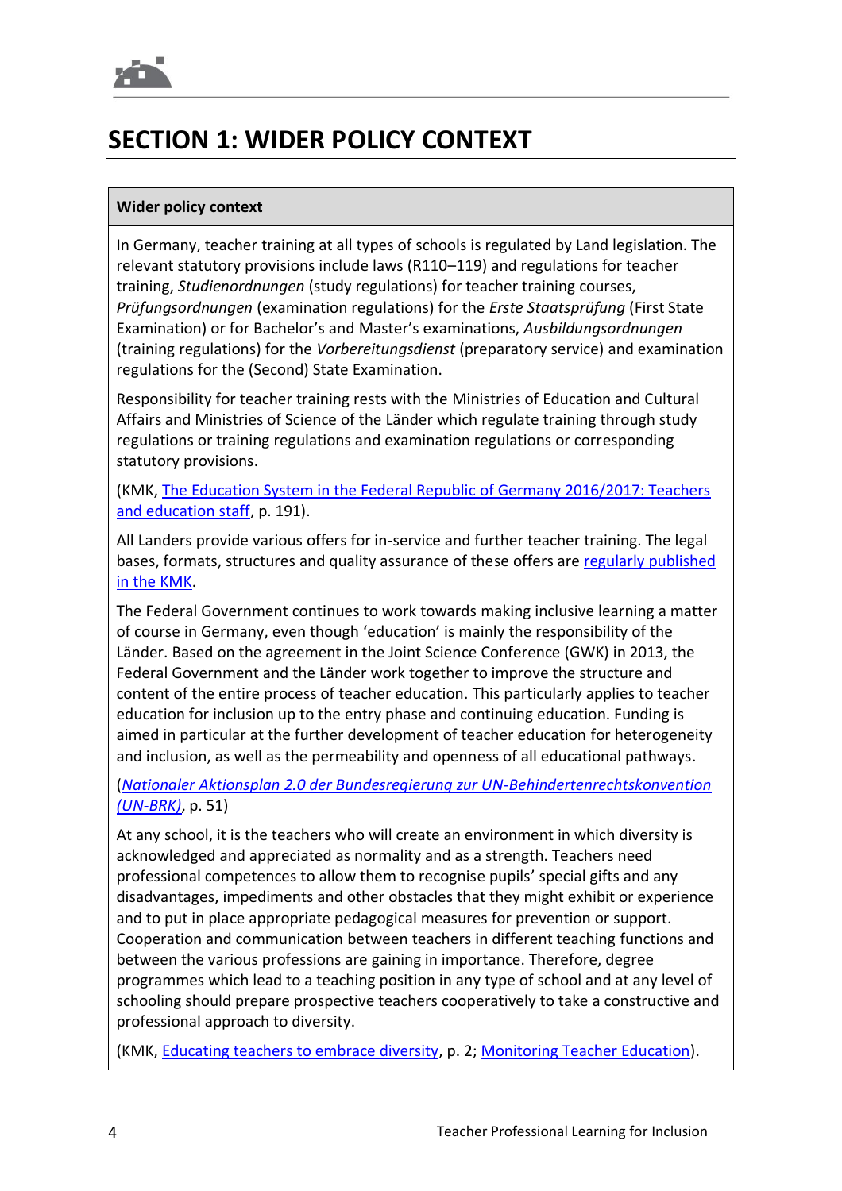# SECTION 1: WIDER POLICY CONTEXT

| Wider policy context |
| --- |
| In Germany, teacher training at all types of schools is regulated by Land legislation. The relevant statutory provisions include laws (R110–119) and regulations for teacher training, *Studienordnungen* (study regulations) for teacher training courses, *Prüfungsordnungen* (examination regulations) for the *Erste Staatsprüfung* (First State Examination) or for Bachelor's and Master's examinations, *Ausbildungsordnungen* (training regulations) for the *Vorbereitungsdienst* (preparatory service) and examination regulations for the (Second) State Examination.<br><br>Responsibility for teacher training rests with the Ministries of Education and Cultural Affairs and Ministries of Science of the Länder which regulate training through study regulations or training regulations and examination regulations or corresponding statutory provisions.<br><br>(KMK, The Education System in the Federal Republic of Germany 2016/2017: Teachers and education staff, p. 191).<br><br>All Landers provide various offers for in-service and further teacher training. The legal bases, formats, structures and quality assurance of these offers are regularly published in the KMK.<br><br>The Federal Government continues to work towards making inclusive learning a matter of course in Germany, even though 'education' is mainly the responsibility of the Länder. Based on the agreement in the Joint Science Conference (GWK) in 2013, the Federal Government and the Länder work together to improve the structure and content of the entire process of teacher education. This particularly applies to teacher education for inclusion up to the entry phase and continuing education. Funding is aimed in particular at the further development of teacher education for heterogeneity and inclusion, as well as the permeability and openness of all educational pathways.<br><br>(*Nationaler Aktionsplan 2.0 der Bundesregierung zur UN-Behindertenrechtskonvention (UN-BRK)*, p. 51)<br><br>At any school, it is the teachers who will create an environment in which diversity is acknowledged and appreciated as normality and as a strength. Teachers need professional competences to allow them to recognise pupils' special gifts and any disadvantages, impediments and other obstacles that they might exhibit or experience and to put in place appropriate pedagogical measures for prevention or support. Cooperation and communication between teachers in different teaching functions and between the various professions are gaining in importance. Therefore, degree programmes which lead to a teaching position in any type of school and at any level of schooling should prepare prospective teachers cooperatively to take a constructive and professional approach to diversity.<br><br>(KMK, Educating teachers to embrace diversity, p. 2; Monitoring Teacher Education). |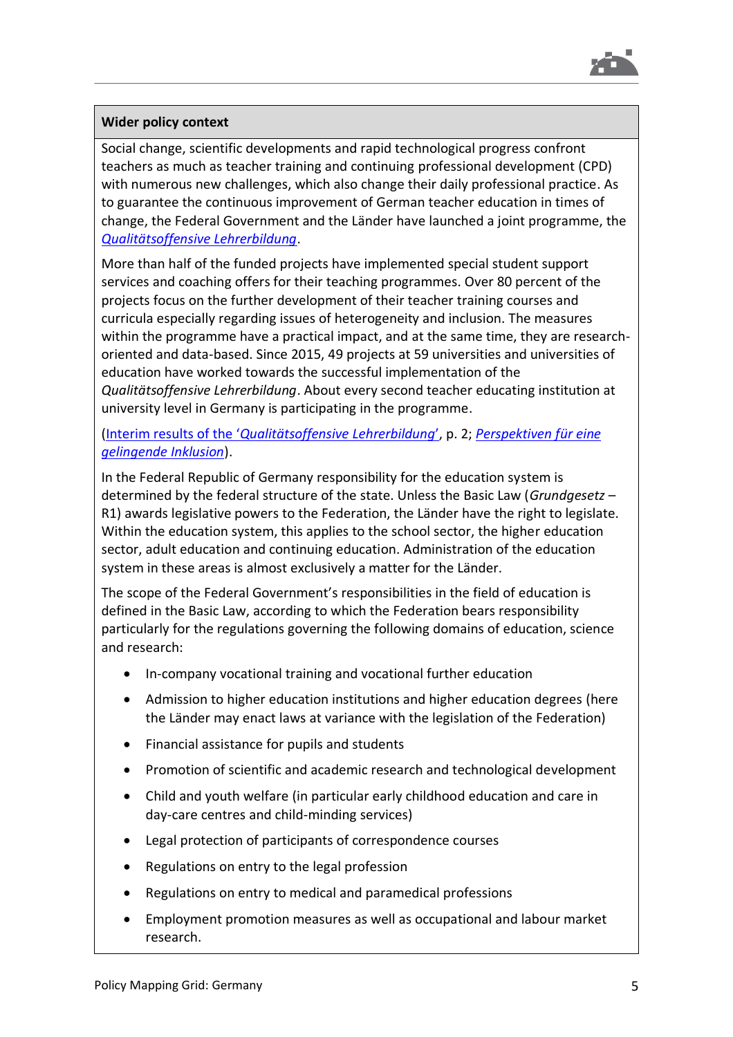**Wider policy context**

Social change, scientific developments and rapid technological progress confront teachers as much as teacher training and continuing professional development (CPD) with numerous new challenges, which also change their daily professional practice. As to guarantee the continuous improvement of German teacher education in times of change, the Federal Government and the Länder have launched a joint programme, the *Qualitätsoffensive Lehrerbildung*.

More than half of the funded projects have implemented special student support services and coaching offers for their teaching programmes. Over 80 percent of the projects focus on the further development of their teacher training courses and curricula especially regarding issues of heterogeneity and inclusion. The measures within the programme have a practical impact, and at the same time, they are research-oriented and data-based. Since 2015, 49 projects at 59 universities and universities of education have worked towards the successful implementation of the *Qualitätsoffensive Lehrerbildung*. About every second teacher educating institution at university level in Germany is participating in the programme.

(Interim results of the '*Qualitätsoffensive Lehrerbildung*', p. 2; *Perspektiven für eine gelingende Inklusion*).

In the Federal Republic of Germany responsibility for the education system is determined by the federal structure of the state. Unless the Basic Law (*Grundgesetz* – R1) awards legislative powers to the Federation, the Länder have the right to legislate. Within the education system, this applies to the school sector, the higher education sector, adult education and continuing education. Administration of the education system in these areas is almost exclusively a matter for the Länder.

The scope of the Federal Government's responsibilities in the field of education is defined in the Basic Law, according to which the Federation bears responsibility particularly for the regulations governing the following domains of education, science and research:

- In-company vocational training and vocational further education
- Admission to higher education institutions and higher education degrees (here the Länder may enact laws at variance with the legislation of the Federation)
- Financial assistance for pupils and students
- Promotion of scientific and academic research and technological development
- Child and youth welfare (in particular early childhood education and care in day-care centres and child-minding services)
- Legal protection of participants of correspondence courses
- Regulations on entry to the legal profession
- Regulations on entry to medical and paramedical professions
- Employment promotion measures as well as occupational and labour market research.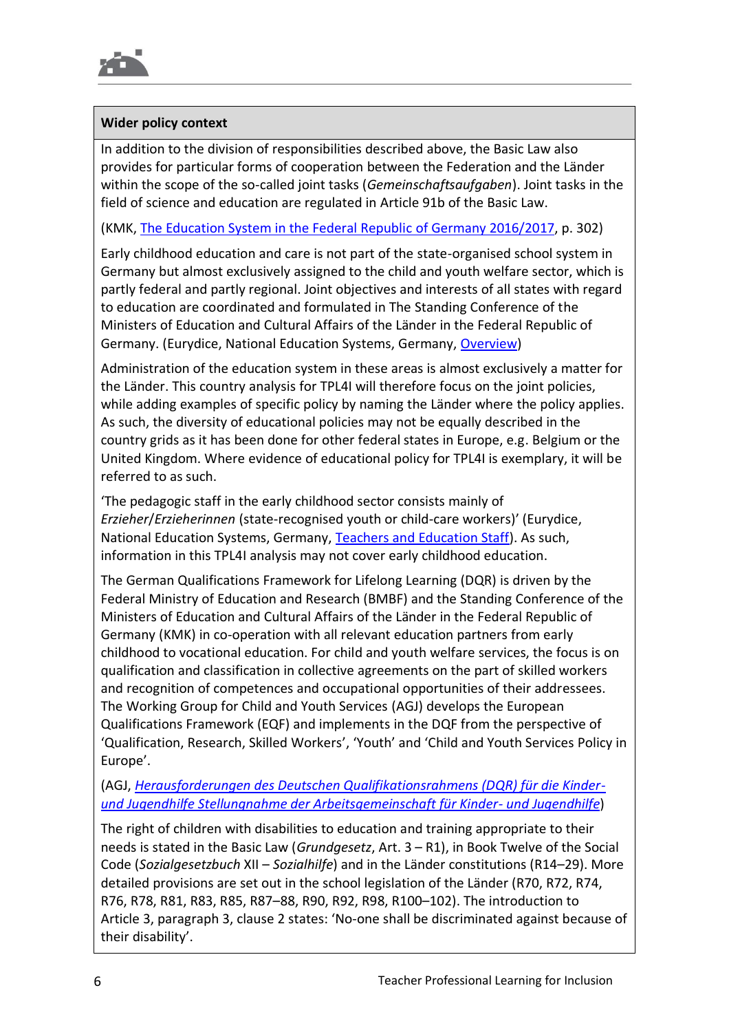**Wider policy context**

In addition to the division of responsibilities described above, the Basic Law also provides for particular forms of cooperation between the Federation and the Länder within the scope of the so-called joint tasks (*Gemeinschaftsaufgaben*). Joint tasks in the field of science and education are regulated in Article 91b of the Basic Law.

(KMK, [The Education System in the Federal Republic of Germany 2016/2017](), p. 302)

Early childhood education and care is not part of the state-organised school system in Germany but almost exclusively assigned to the child and youth welfare sector, which is partly federal and partly regional. Joint objectives and interests of all states with regard to education are coordinated and formulated in The Standing Conference of the Ministers of Education and Cultural Affairs of the Länder in the Federal Republic of Germany. (Eurydice, National Education Systems, Germany, [Overview]())

Administration of the education system in these areas is almost exclusively a matter for the Länder. This country analysis for TPL4I will therefore focus on the joint policies, while adding examples of specific policy by naming the Länder where the policy applies. As such, the diversity of educational policies may not be equally described in the country grids as it has been done for other federal states in Europe, e.g. Belgium or the United Kingdom. Where evidence of educational policy for TPL4I is exemplary, it will be referred to as such.

'The pedagogic staff in the early childhood sector consists mainly of *Erzieher*/*Erzieherinnen* (state-recognised youth or child-care workers)' (Eurydice, National Education Systems, Germany, [Teachers and Education Staff]()). As such, information in this TPL4I analysis may not cover early childhood education.

The German Qualifications Framework for Lifelong Learning (DQR) is driven by the Federal Ministry of Education and Research (BMBF) and the Standing Conference of the Ministers of Education and Cultural Affairs of the Länder in the Federal Republic of Germany (KMK) in co-operation with all relevant education partners from early childhood to vocational education. For child and youth welfare services, the focus is on qualification and classification in collective agreements on the part of skilled workers and recognition of competences and occupational opportunities of their addressees. The Working Group for Child and Youth Services (AGJ) develops the European Qualifications Framework (EQF) and implements in the DQF from the perspective of 'Qualification, Research, Skilled Workers', 'Youth' and 'Child and Youth Services Policy in Europe'.

(AGJ, [*Herausforderungen des Deutschen Qualifikationsrahmens (DQR) für die Kinder- und Jugendhilfe Stellungnahme der Arbeitsgemeinschaft für Kinder- und Jugendhilfe*]())

The right of children with disabilities to education and training appropriate to their needs is stated in the Basic Law (*Grundgesetz*, Art. 3 – R1), in Book Twelve of the Social Code (*Sozialgesetzbuch* XII – *Sozialhilfe*) and in the Länder constitutions (R14–29). More detailed provisions are set out in the school legislation of the Länder (R70, R72, R74, R76, R78, R81, R83, R85, R87–88, R90, R92, R98, R100–102). The introduction to Article 3, paragraph 3, clause 2 states: 'No-one shall be discriminated against because of their disability'.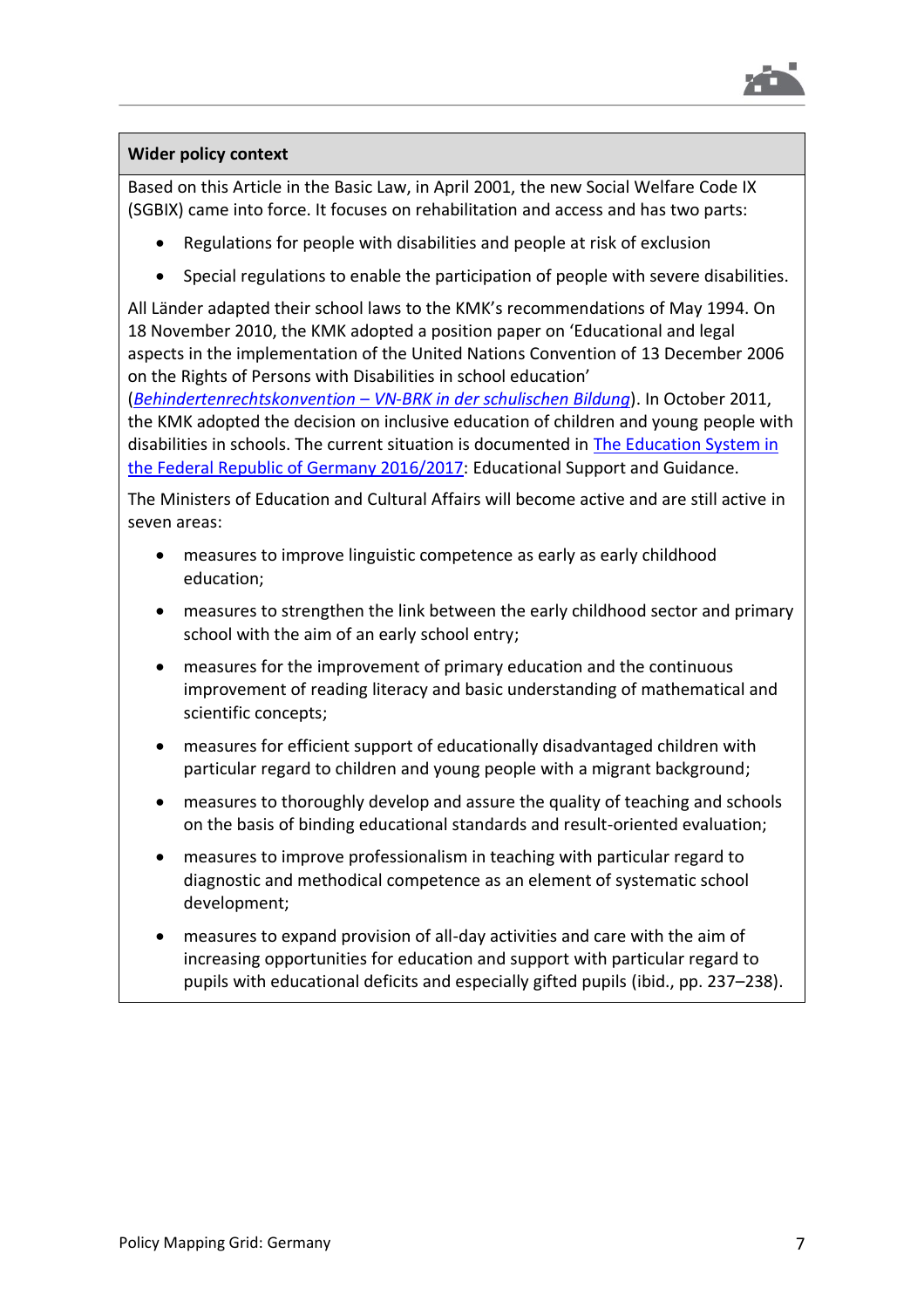| Wider policy context |
|---|
| Based on this Article in the Basic Law, in April 2001, the new Social Welfare Code IX (SGBIX) came into force. It focuses on rehabilitation and access and has two parts:<br><br>• Regulations for people with disabilities and people at risk of exclusion<br>• Special regulations to enable the participation of people with severe disabilities.<br><br>All Länder adapted their school laws to the KMK's recommendations of May 1994. On 18 November 2010, the KMK adopted a position paper on 'Educational and legal aspects in the implementation of the United Nations Convention of 13 December 2006 on the Rights of Persons with Disabilities in school education' (*Behindertenrechtskonvention – VN-BRK in der schulischen Bildung*). In October 2011, the KMK adopted the decision on inclusive education of children and young people with disabilities in schools. The current situation is documented in The Education System in the Federal Republic of Germany 2016/2017: Educational Support and Guidance.<br><br>The Ministers of Education and Cultural Affairs will become active and are still active in seven areas:<br><br>• measures to improve linguistic competence as early as early childhood education;<br>• measures to strengthen the link between the early childhood sector and primary school with the aim of an early school entry;<br>• measures for the improvement of primary education and the continuous improvement of reading literacy and basic understanding of mathematical and scientific concepts;<br>• measures for efficient support of educationally disadvantaged children with particular regard to children and young people with a migrant background;<br>• measures to thoroughly develop and assure the quality of teaching and schools on the basis of binding educational standards and result-oriented evaluation;<br>• measures to improve professionalism in teaching with particular regard to diagnostic and methodical competence as an element of systematic school development;<br>• measures to expand provision of all-day activities and care with the aim of increasing opportunities for education and support with particular regard to pupils with educational deficits and especially gifted pupils (ibid., pp. 237–238). |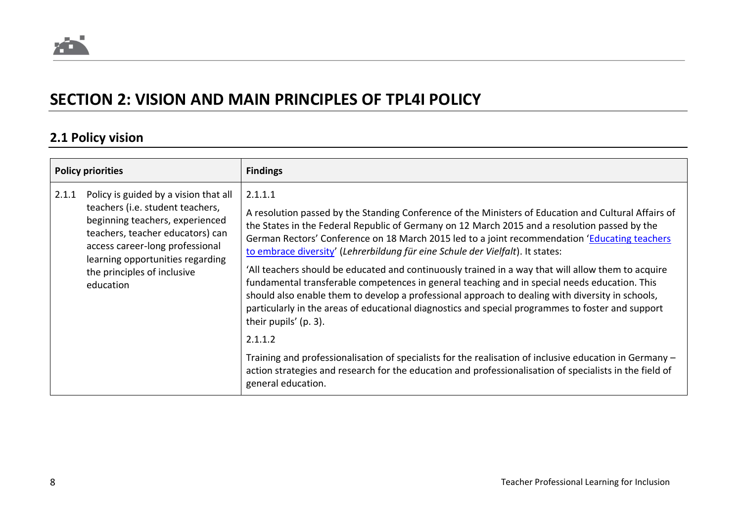# SECTION 2: VISION AND MAIN PRINCIPLES OF TPL4I POLICY

## 2.1 Policy vision

| Policy priorities | Findings |
|---|---|
| 2.1.1 Policy is guided by a vision that all teachers (i.e. student teachers, beginning teachers, experienced teachers, teacher educators) can access career-long professional learning opportunities regarding the principles of inclusive education | 2.1.1.1<br><br>A resolution passed by the Standing Conference of the Ministers of Education and Cultural Affairs of the States in the Federal Republic of Germany on 12 March 2015 and a resolution passed by the German Rectors' Conference on 18 March 2015 led to a joint recommendation '[Educating teachers to embrace diversity](#)' (*Lehrerbildung für eine Schule der Vielfalt*). It states:<br><br>'All teachers should be educated and continuously trained in a way that will allow them to acquire fundamental transferable competences in general teaching and in special needs education. This should also enable them to develop a professional approach to dealing with diversity in schools, particularly in the areas of educational diagnostics and special programmes to foster and support their pupils' (p. 3).<br><br>2.1.1.2<br><br>Training and professionalisation of specialists for the realisation of inclusive education in Germany – action strategies and research for the education and professionalisation of specialists in the field of general education. |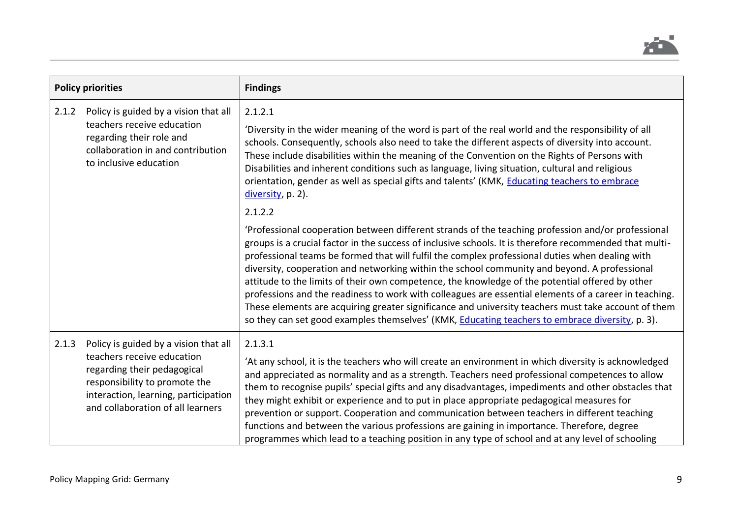| Policy priorities | Findings |
|---|---|
| 2.1.2 Policy is guided by a vision that all teachers receive education regarding their role and collaboration in and contribution to inclusive education | 2.1.2.1<br><br>'Diversity in the wider meaning of the word is part of the real world and the responsibility of all schools. Consequently, schools also need to take the different aspects of diversity into account. These include disabilities within the meaning of the Convention on the Rights of Persons with Disabilities and inherent conditions such as language, living situation, cultural and religious orientation, gender as well as special gifts and talents' (KMK, [Educating teachers to embrace diversity](), p. 2).<br><br>2.1.2.2<br><br>'Professional cooperation between different strands of the teaching profession and/or professional groups is a crucial factor in the success of inclusive schools. It is therefore recommended that multi-professional teams be formed that will fulfil the complex professional duties when dealing with diversity, cooperation and networking within the school community and beyond. A professional attitude to the limits of their own competence, the knowledge of the potential offered by other professions and the readiness to work with colleagues are essential elements of a career in teaching. These elements are acquiring greater significance and university teachers must take account of them so they can set good examples themselves' (KMK, [Educating teachers to embrace diversity](), p. 3). |
| 2.1.3 Policy is guided by a vision that all teachers receive education regarding their pedagogical responsibility to promote the interaction, learning, participation and collaboration of all learners | 2.1.3.1<br><br>'At any school, it is the teachers who will create an environment in which diversity is acknowledged and appreciated as normality and as a strength. Teachers need professional competences to allow them to recognise pupils' special gifts and any disadvantages, impediments and other obstacles that they might exhibit or experience and to put in place appropriate pedagogical measures for prevention or support. Cooperation and communication between teachers in different teaching functions and between the various professions are gaining in importance. Therefore, degree programmes which lead to a teaching position in any type of school and at any level of schooling |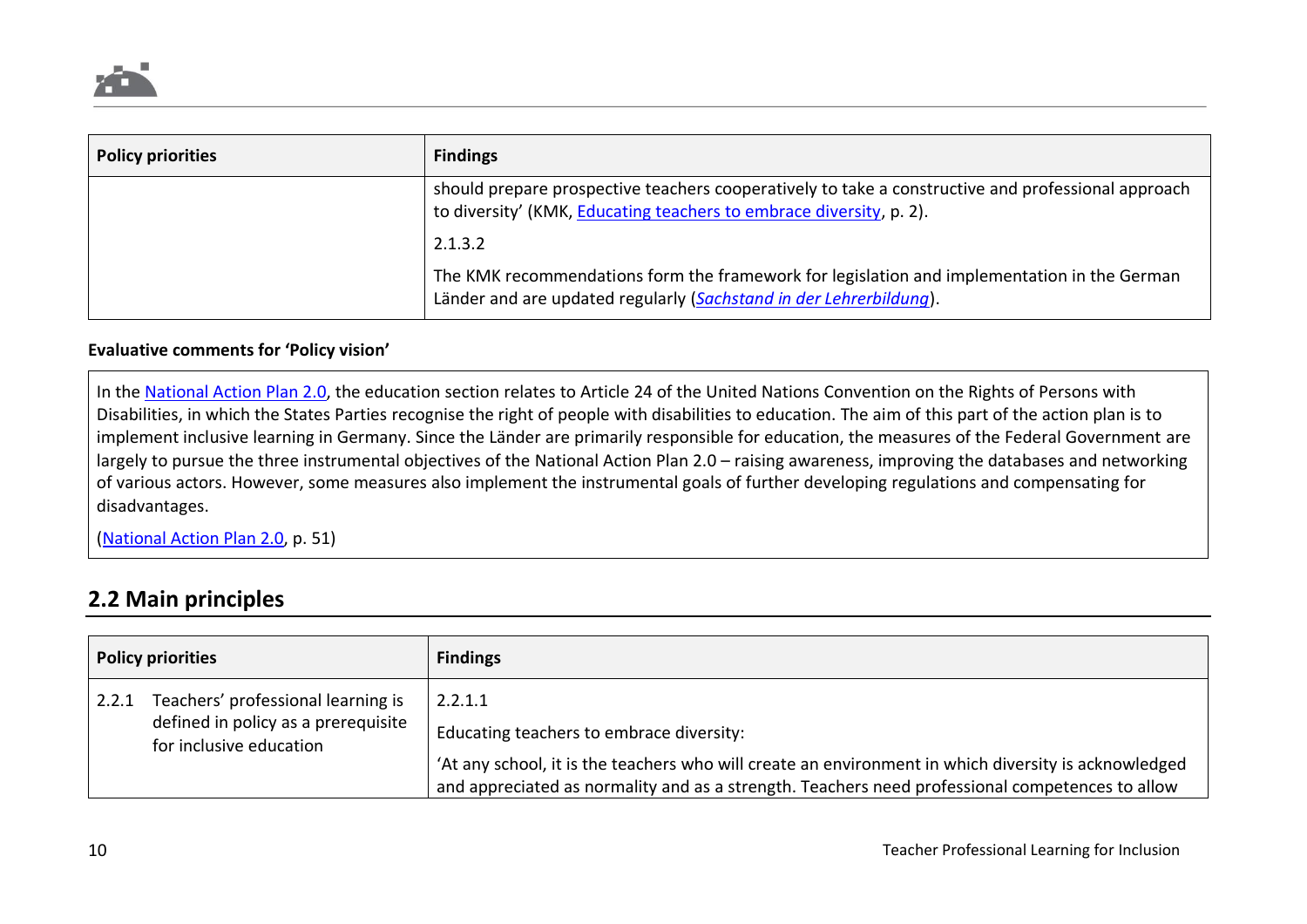| Policy priorities | Findings |
|---|---|
| | should prepare prospective teachers cooperatively to take a constructive and professional approach to diversity' (KMK, [Educating teachers to embrace diversity](), p. 2).<br><br>2.1.3.2<br><br>The KMK recommendations form the framework for legislation and implementation in the German Länder and are updated regularly (*[Sachstand in der Lehrerbildung]()*). |

**Evaluative comments for 'Policy vision'**

In the [National Action Plan 2.0](), the education section relates to Article 24 of the United Nations Convention on the Rights of Persons with Disabilities, in which the States Parties recognise the right of people with disabilities to education. The aim of this part of the action plan is to implement inclusive learning in Germany. Since the Länder are primarily responsible for education, the measures of the Federal Government are largely to pursue the three instrumental objectives of the National Action Plan 2.0 – raising awareness, improving the databases and networking of various actors. However, some measures also implement the instrumental goals of further developing regulations and compensating for disadvantages.

([National Action Plan 2.0](), p. 51)

## 2.2 Main principles

| Policy priorities | Findings |
|---|---|
| 2.2.1 Teachers' professional learning is defined in policy as a prerequisite for inclusive education | 2.2.1.1<br><br>Educating teachers to embrace diversity:<br><br>'At any school, it is the teachers who will create an environment in which diversity is acknowledged and appreciated as normality and as a strength. Teachers need professional competences to allow |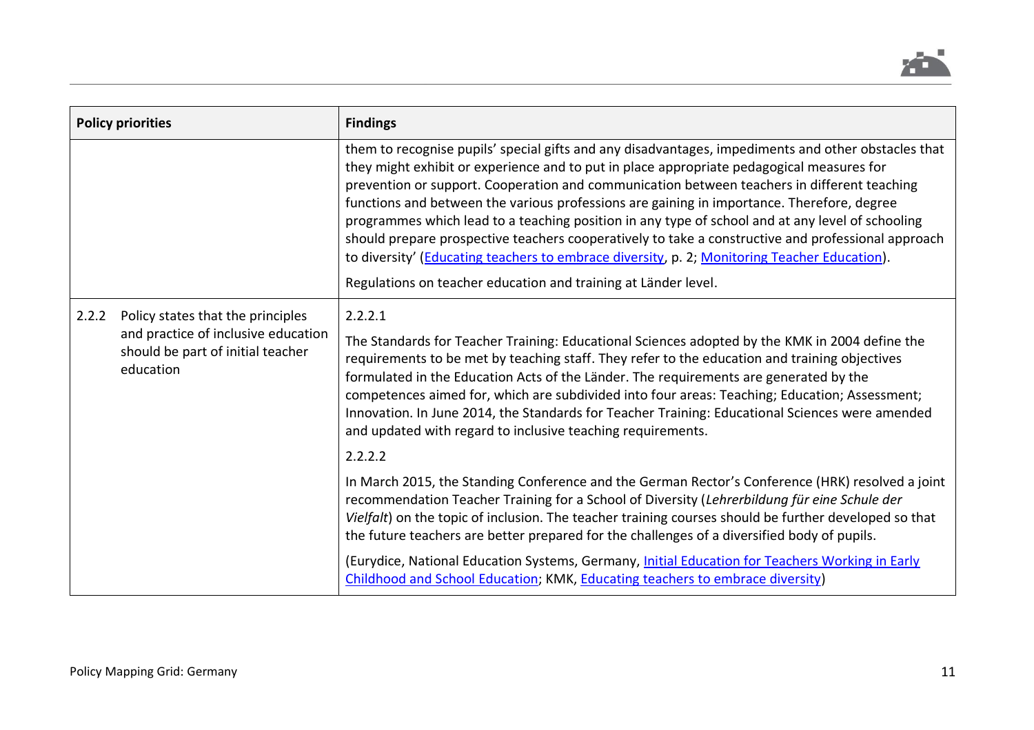| Policy priorities | Findings |
|---|---|
| | them to recognise pupils' special gifts and any disadvantages, impediments and other obstacles that they might exhibit or experience and to put in place appropriate pedagogical measures for prevention or support. Cooperation and communication between teachers in different teaching functions and between the various professions are gaining in importance. Therefore, degree programmes which lead to a teaching position in any type of school and at any level of schooling should prepare prospective teachers cooperatively to take a constructive and professional approach to diversity' (Educating teachers to embrace diversity, p. 2; Monitoring Teacher Education).<br><br>Regulations on teacher education and training at Länder level. |
| 2.2.2 Policy states that the principles and practice of inclusive education should be part of initial teacher education | 2.2.2.1<br><br>The Standards for Teacher Training: Educational Sciences adopted by the KMK in 2004 define the requirements to be met by teaching staff. They refer to the education and training objectives formulated in the Education Acts of the Länder. The requirements are generated by the competences aimed for, which are subdivided into four areas: Teaching; Education; Assessment; Innovation. In June 2014, the Standards for Teacher Training: Educational Sciences were amended and updated with regard to inclusive teaching requirements.<br><br>2.2.2.2<br><br>In March 2015, the Standing Conference and the German Rector's Conference (HRK) resolved a joint recommendation Teacher Training for a School of Diversity (*Lehrerbildung für eine Schule der Vielfalt*) on the topic of inclusion. The teacher training courses should be further developed so that the future teachers are better prepared for the challenges of a diversified body of pupils.<br><br>(Eurydice, National Education Systems, Germany, Initial Education for Teachers Working in Early Childhood and School Education; KMK, Educating teachers to embrace diversity) |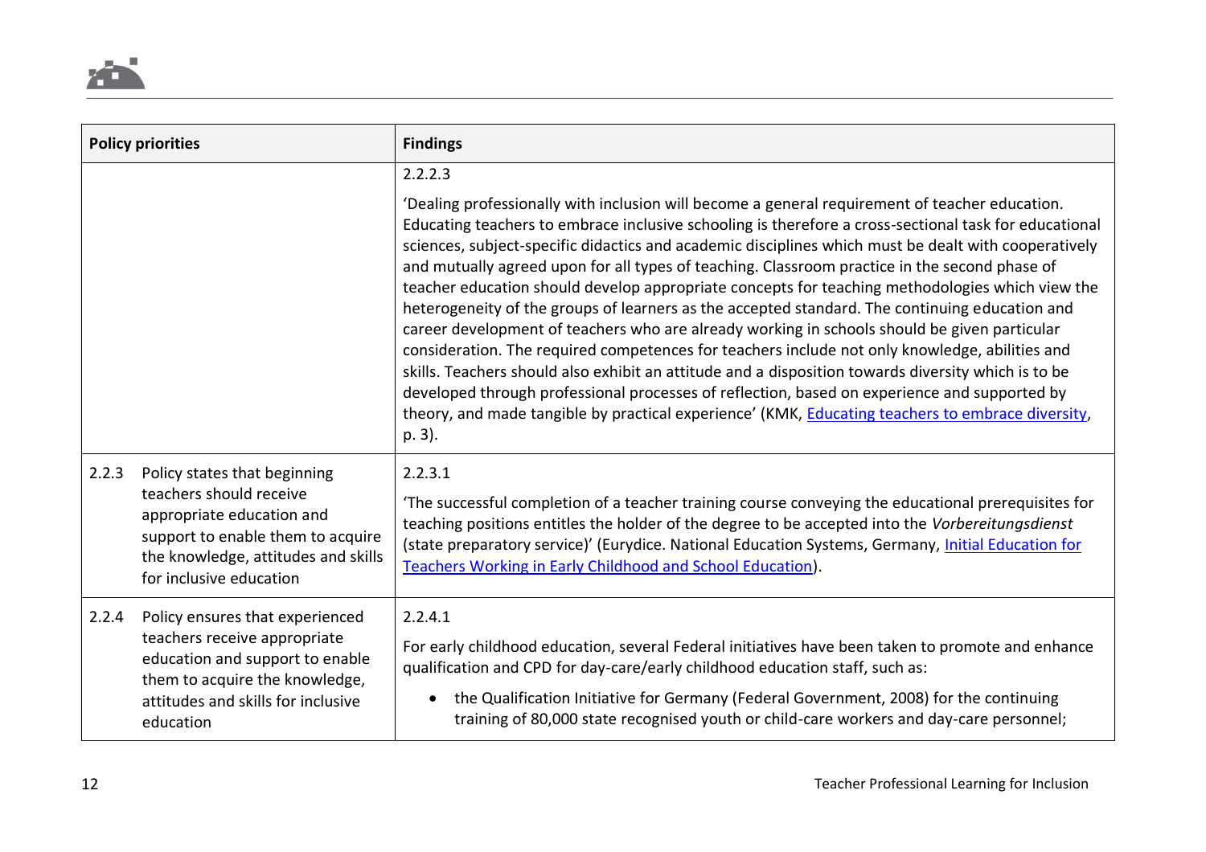| Policy priorities | Findings |
|---|---|
| | 2.2.2.3<br><br>'Dealing professionally with inclusion will become a general requirement of teacher education. Educating teachers to embrace inclusive schooling is therefore a cross-sectional task for educational sciences, subject-specific didactics and academic disciplines which must be dealt with cooperatively and mutually agreed upon for all types of teaching. Classroom practice in the second phase of teacher education should develop appropriate concepts for teaching methodologies which view the heterogeneity of the groups of learners as the accepted standard. The continuing education and career development of teachers who are already working in schools should be given particular consideration. The required competences for teachers include not only knowledge, abilities and skills. Teachers should also exhibit an attitude and a disposition towards diversity which is to be developed through professional processes of reflection, based on experience and supported by theory, and made tangible by practical experience' (KMK, Educating teachers to embrace diversity, p. 3). |
| 2.2.3 Policy states that beginning teachers should receive appropriate education and support to enable them to acquire the knowledge, attitudes and skills for inclusive education | 2.2.3.1<br><br>'The successful completion of a teacher training course conveying the educational prerequisites for teaching positions entitles the holder of the degree to be accepted into the *Vorbereitungsdienst* (state preparatory service)' (Eurydice. National Education Systems, Germany, Initial Education for Teachers Working in Early Childhood and School Education). |
| 2.2.4 Policy ensures that experienced teachers receive appropriate education and support to enable them to acquire the knowledge, attitudes and skills for inclusive education | 2.2.4.1<br><br>For early childhood education, several Federal initiatives have been taken to promote and enhance qualification and CPD for day-care/early childhood education staff, such as:<br><br>• the Qualification Initiative for Germany (Federal Government, 2008) for the continuing training of 80,000 state recognised youth or child-care workers and day-care personnel; |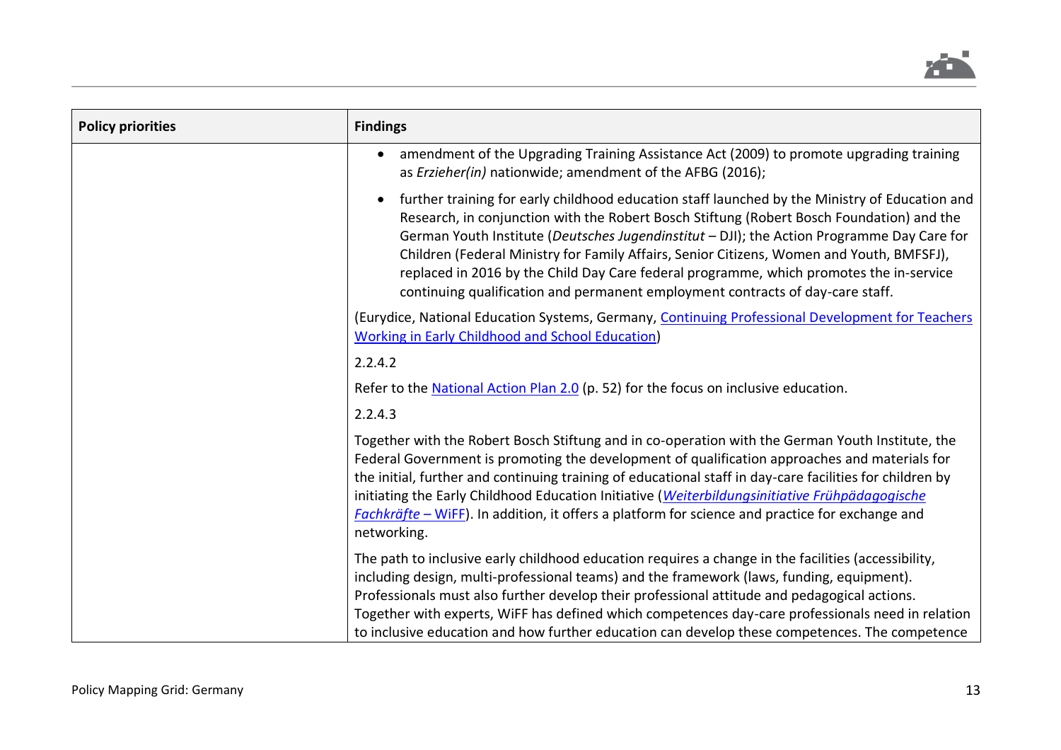| Policy priorities | Findings |
| --- | --- |
| | • amendment of the Upgrading Training Assistance Act (2009) to promote upgrading training as *Erzieher(in)* nationwide; amendment of the AFBG (2016);<br><br>• further training for early childhood education staff launched by the Ministry of Education and Research, in conjunction with the Robert Bosch Stiftung (Robert Bosch Foundation) and the German Youth Institute (*Deutsches Jugendinstitut* – DJI); the Action Programme Day Care for Children (Federal Ministry for Family Affairs, Senior Citizens, Women and Youth, BMFSFJ), replaced in 2016 by the Child Day Care federal programme, which promotes the in-service continuing qualification and permanent employment contracts of day-care staff.<br><br>(Eurydice, National Education Systems, Germany, Continuing Professional Development for Teachers Working in Early Childhood and School Education)<br><br>2.2.4.2<br><br>Refer to the National Action Plan 2.0 (p. 52) for the focus on inclusive education.<br><br>2.2.4.3<br><br>Together with the Robert Bosch Stiftung and in co-operation with the German Youth Institute, the Federal Government is promoting the development of qualification approaches and materials for the initial, further and continuing training of educational staff in day-care facilities for children by initiating the Early Childhood Education Initiative (*Weiterbildungsinitiative Frühpädagogische Fachkräfte* – WiFF). In addition, it offers a platform for science and practice for exchange and networking.<br><br>The path to inclusive early childhood education requires a change in the facilities (accessibility, including design, multi-professional teams) and the framework (laws, funding, equipment). Professionals must also further develop their professional attitude and pedagogical actions. Together with experts, WiFF has defined which competences day-care professionals need in relation to inclusive education and how further education can develop these competences. The competence |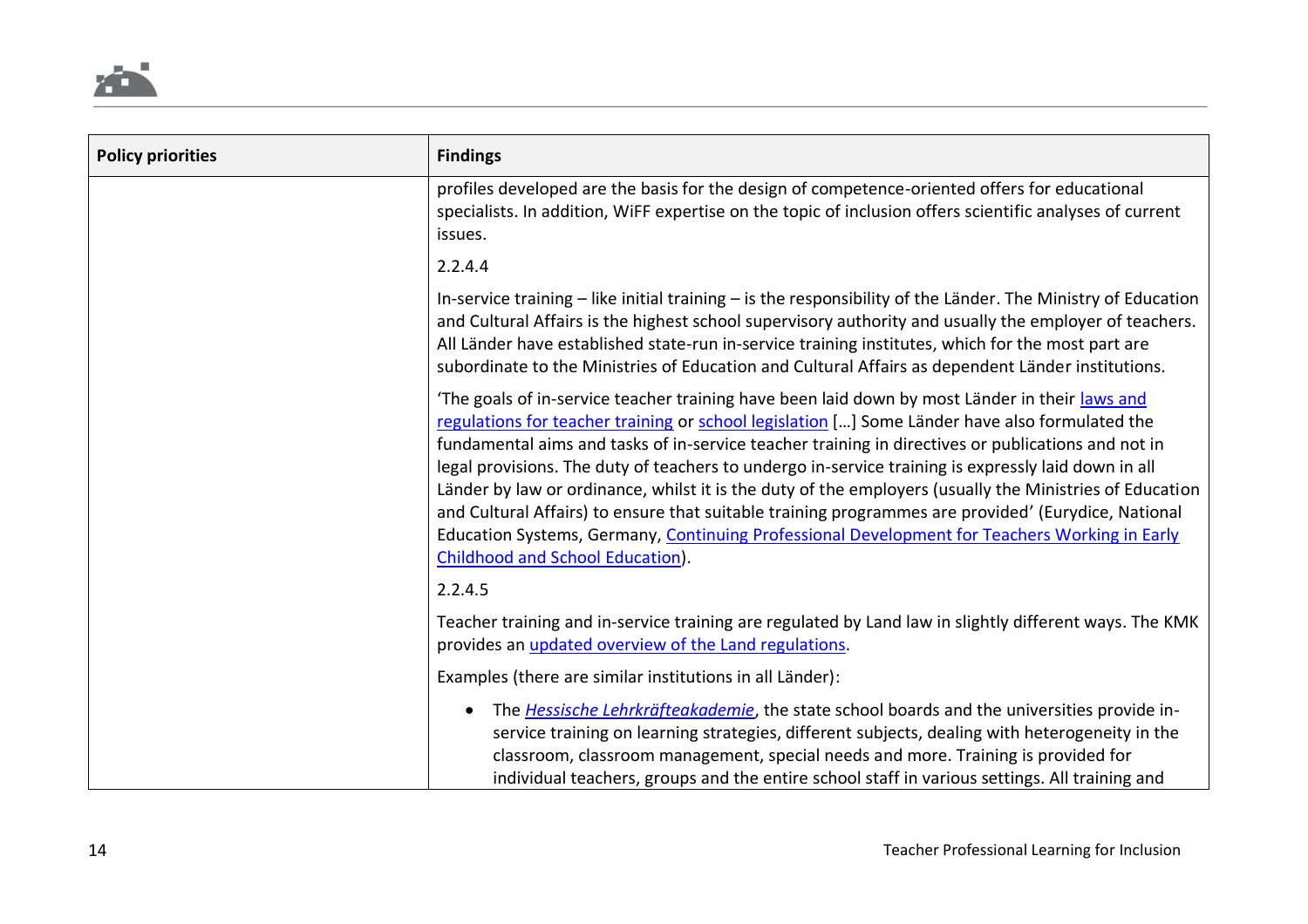| Policy priorities | Findings |
| --- | --- |
| | profiles developed are the basis for the design of competence-oriented offers for educational specialists. In addition, WiFF expertise on the topic of inclusion offers scientific analyses of current issues.<br><br>2.2.4.4<br><br>In-service training – like initial training – is the responsibility of the Länder. The Ministry of Education and Cultural Affairs is the highest school supervisory authority and usually the employer of teachers. All Länder have established state-run in-service training institutes, which for the most part are subordinate to the Ministries of Education and Cultural Affairs as dependent Länder institutions.<br><br>'The goals of in-service teacher training have been laid down by most Länder in their laws and regulations for teacher training or school legislation […] Some Länder have also formulated the fundamental aims and tasks of in-service teacher training in directives or publications and not in legal provisions. The duty of teachers to undergo in-service training is expressly laid down in all Länder by law or ordinance, whilst it is the duty of the employers (usually the Ministries of Education and Cultural Affairs) to ensure that suitable training programmes are provided' (Eurydice, National Education Systems, Germany, Continuing Professional Development for Teachers Working in Early Childhood and School Education).<br><br>2.2.4.5<br><br>Teacher training and in-service training are regulated by Land law in slightly different ways. The KMK provides an updated overview of the Land regulations.<br><br>Examples (there are similar institutions in all Länder):<br><br>• The *Hessische Lehrkräfteakademie*, the state school boards and the universities provide in-service training on learning strategies, different subjects, dealing with heterogeneity in the classroom, classroom management, special needs and more. Training is provided for individual teachers, groups and the entire school staff in various settings. All training and |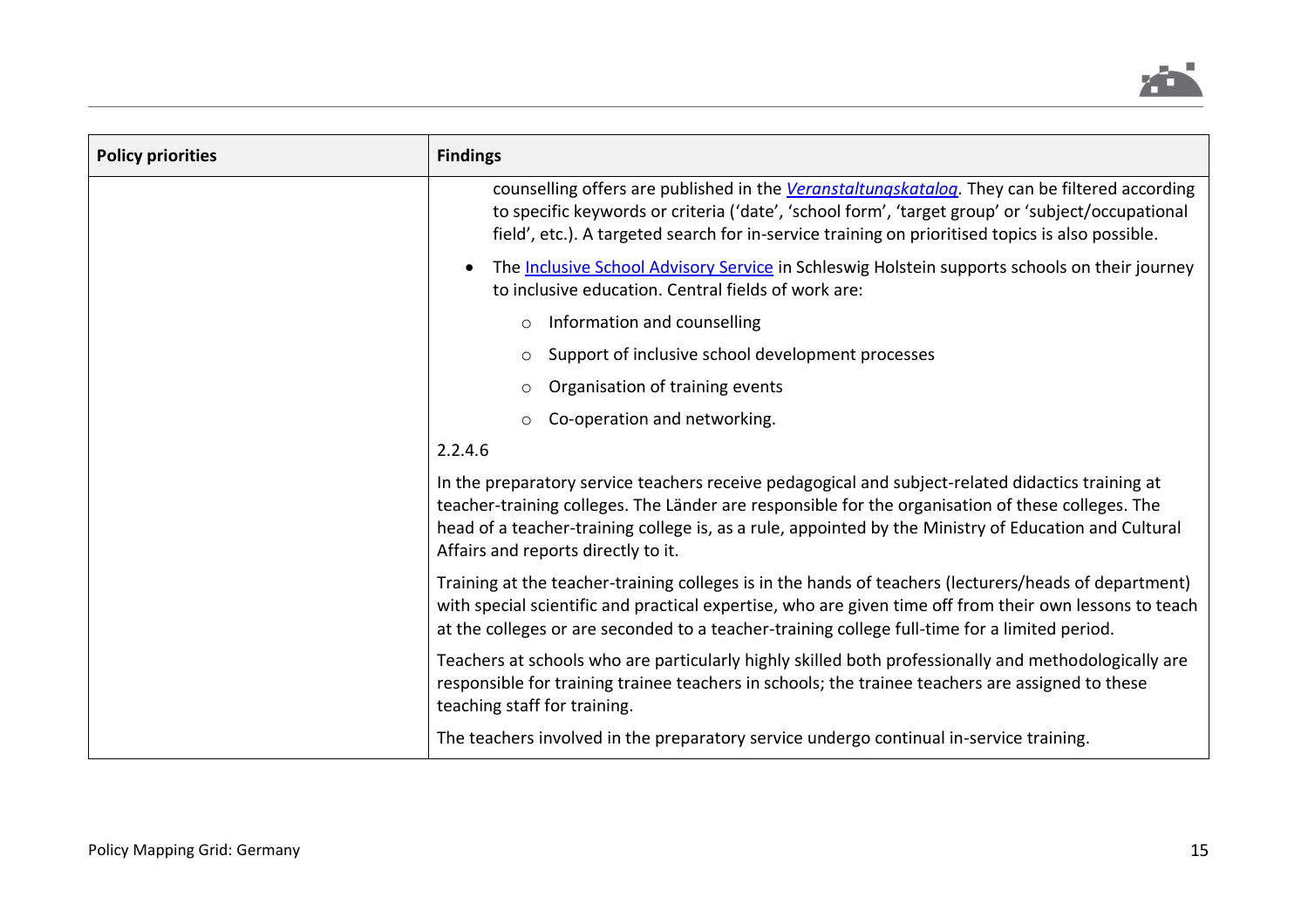| Policy priorities | Findings |
|---|---|
| | counselling offers are published in the *Veranstaltungskatalog*. They can be filtered according to specific keywords or criteria ('date', 'school form', 'target group' or 'subject/occupational field', etc.). A targeted search for in-service training on prioritised topics is also possible.<br><br>• The Inclusive School Advisory Service in Schleswig Holstein supports schools on their journey to inclusive education. Central fields of work are:<br>&nbsp;&nbsp;&nbsp;&nbsp;○ Information and counselling<br>&nbsp;&nbsp;&nbsp;&nbsp;○ Support of inclusive school development processes<br>&nbsp;&nbsp;&nbsp;&nbsp;○ Organisation of training events<br>&nbsp;&nbsp;&nbsp;&nbsp;○ Co-operation and networking.<br><br>2.2.4.6<br><br>In the preparatory service teachers receive pedagogical and subject-related didactics training at teacher-training colleges. The Länder are responsible for the organisation of these colleges. The head of a teacher-training college is, as a rule, appointed by the Ministry of Education and Cultural Affairs and reports directly to it.<br><br>Training at the teacher-training colleges is in the hands of teachers (lecturers/heads of department) with special scientific and practical expertise, who are given time off from their own lessons to teach at the colleges or are seconded to a teacher-training college full-time for a limited period.<br><br>Teachers at schools who are particularly highly skilled both professionally and methodologically are responsible for training trainee teachers in schools; the trainee teachers are assigned to these teaching staff for training.<br><br>The teachers involved in the preparatory service undergo continual in-service training. |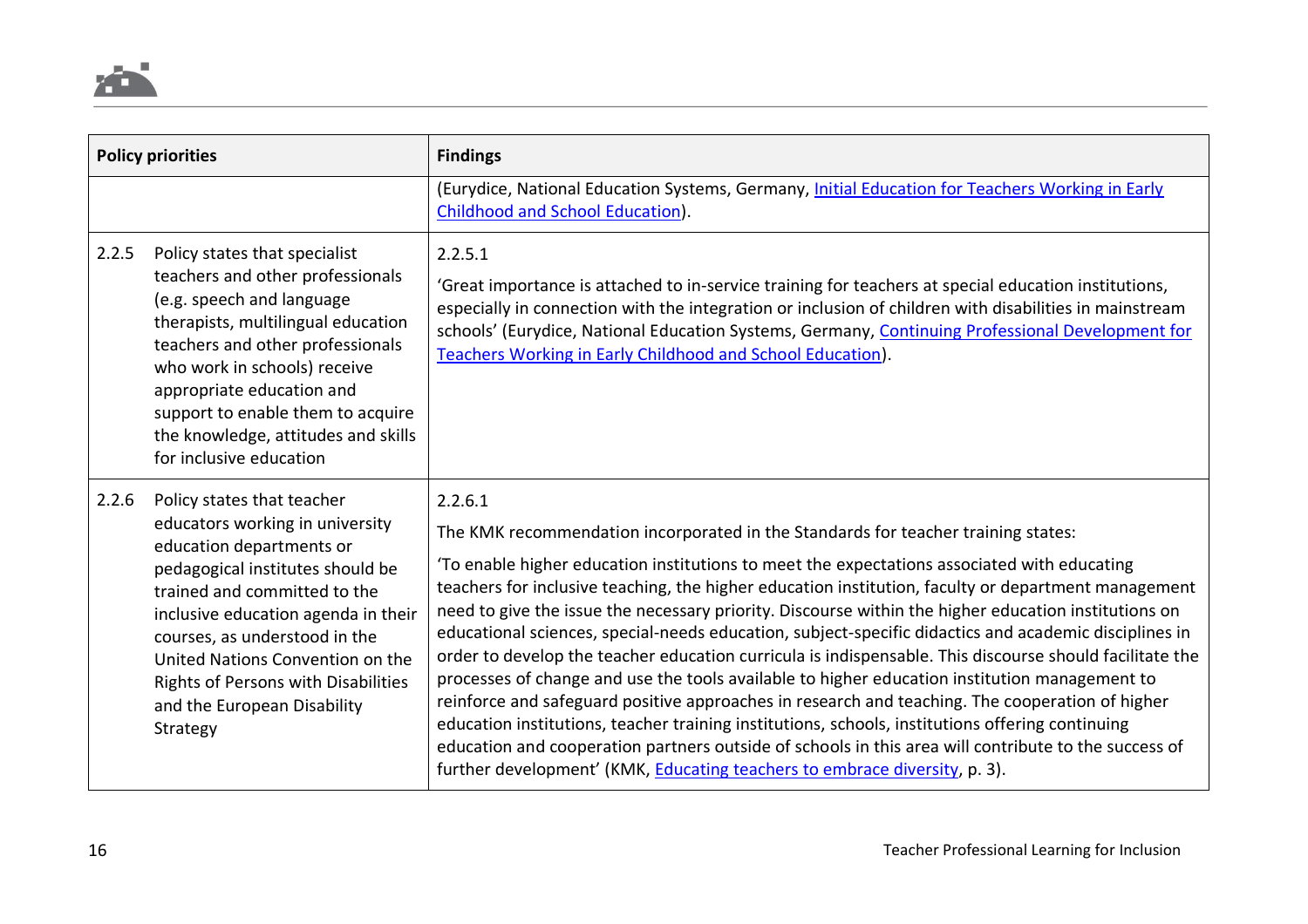| Policy priorities | Findings |
| --- | --- |
| | (Eurydice, National Education Systems, Germany, Initial Education for Teachers Working in Early Childhood and School Education). |
| 2.2.5 Policy states that specialist teachers and other professionals (e.g. speech and language therapists, multilingual education teachers and other professionals who work in schools) receive appropriate education and support to enable them to acquire the knowledge, attitudes and skills for inclusive education | 2.2.5.1 <br><br> 'Great importance is attached to in-service training for teachers at special education institutions, especially in connection with the integration or inclusion of children with disabilities in mainstream schools' (Eurydice, National Education Systems, Germany, Continuing Professional Development for Teachers Working in Early Childhood and School Education). |
| 2.2.6 Policy states that teacher educators working in university education departments or pedagogical institutes should be trained and committed to the inclusive education agenda in their courses, as understood in the United Nations Convention on the Rights of Persons with Disabilities and the European Disability Strategy | 2.2.6.1 <br><br> The KMK recommendation incorporated in the Standards for teacher training states: <br><br> 'To enable higher education institutions to meet the expectations associated with educating teachers for inclusive teaching, the higher education institution, faculty or department management need to give the issue the necessary priority. Discourse within the higher education institutions on educational sciences, special-needs education, subject-specific didactics and academic disciplines in order to develop the teacher education curricula is indispensable. This discourse should facilitate the processes of change and use the tools available to higher education institution management to reinforce and safeguard positive approaches in research and teaching. The cooperation of higher education institutions, teacher training institutions, schools, institutions offering continuing education and cooperation partners outside of schools in this area will contribute to the success of further development' (KMK, Educating teachers to embrace diversity, p. 3). |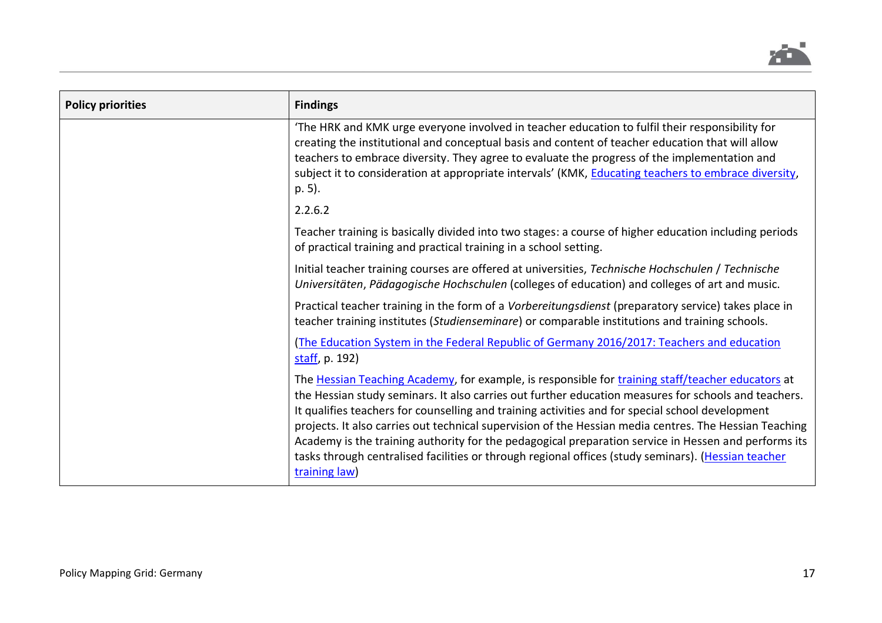| Policy priorities | Findings |
| --- | --- |
| | 'The HRK and KMK urge everyone involved in teacher education to fulfil their responsibility for creating the institutional and conceptual basis and content of teacher education that will allow teachers to embrace diversity. They agree to evaluate the progress of the implementation and subject it to consideration at appropriate intervals' (KMK, Educating teachers to embrace diversity, p. 5).<br><br>2.2.6.2<br><br>Teacher training is basically divided into two stages: a course of higher education including periods of practical training and practical training in a school setting.<br><br>Initial teacher training courses are offered at universities, *Technische Hochschulen* / *Technische Universitäten*, *Pädagogische Hochschulen* (colleges of education) and colleges of art and music.<br><br>Practical teacher training in the form of a *Vorbereitungsdienst* (preparatory service) takes place in teacher training institutes (*Studienseminare*) or comparable institutions and training schools.<br><br>(The Education System in the Federal Republic of Germany 2016/2017: Teachers and education staff, p. 192)<br><br>The Hessian Teaching Academy, for example, is responsible for training staff/teacher educators at the Hessian study seminars. It also carries out further education measures for schools and teachers. It qualifies teachers for counselling and training activities and for special school development projects. It also carries out technical supervision of the Hessian media centres. The Hessian Teaching Academy is the training authority for the pedagogical preparation service in Hessen and performs its tasks through centralised facilities or through regional offices (study seminars). (Hessian teacher training law) |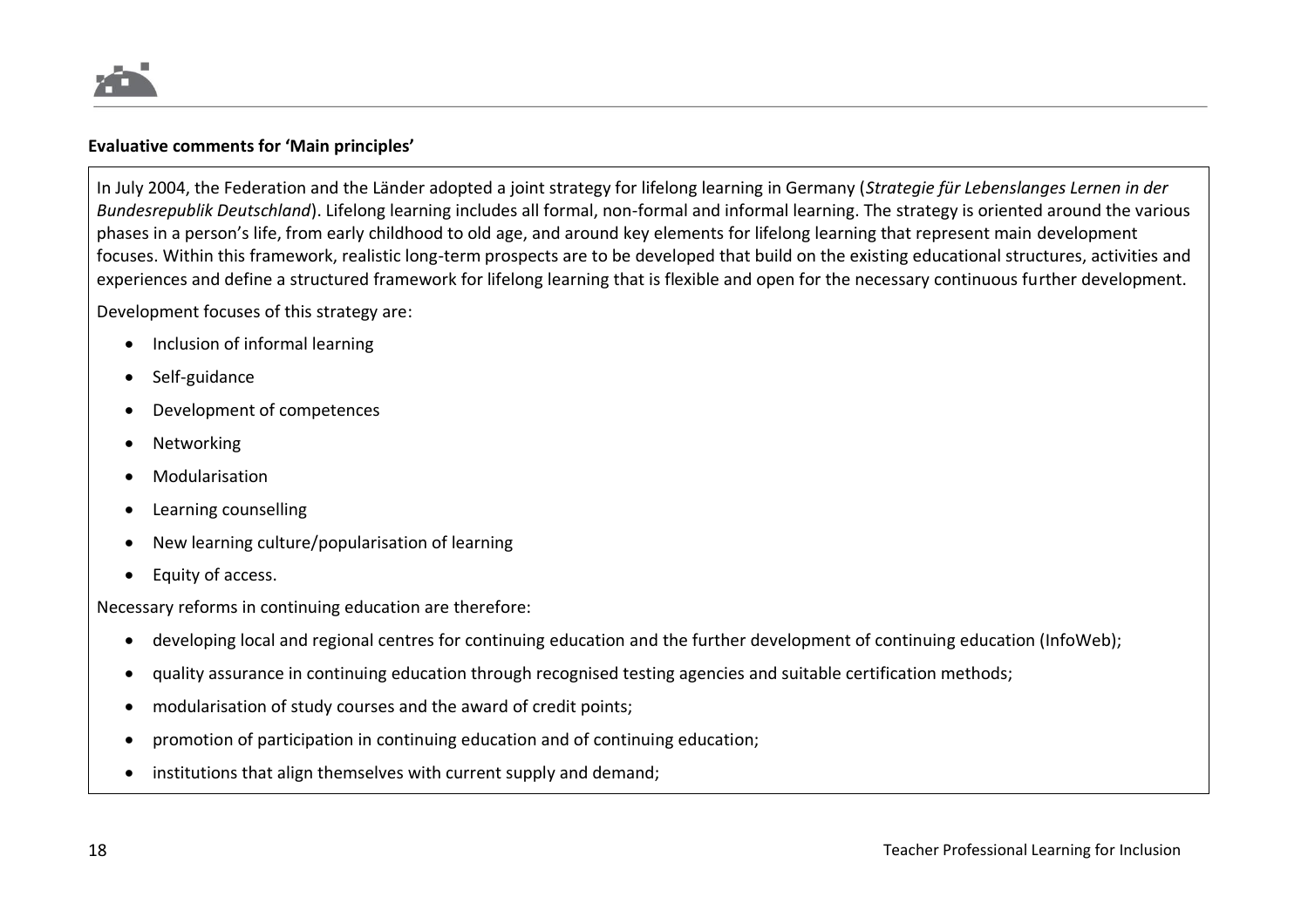**Evaluative comments for 'Main principles'**

In July 2004, the Federation and the Länder adopted a joint strategy for lifelong learning in Germany (*Strategie für Lebenslanges Lernen in der Bundesrepublik Deutschland*). Lifelong learning includes all formal, non-formal and informal learning. The strategy is oriented around the various phases in a person's life, from early childhood to old age, and around key elements for lifelong learning that represent main development focuses. Within this framework, realistic long-term prospects are to be developed that build on the existing educational structures, activities and experiences and define a structured framework for lifelong learning that is flexible and open for the necessary continuous further development.

Development focuses of this strategy are:

- Inclusion of informal learning
- Self-guidance
- Development of competences
- Networking
- Modularisation
- Learning counselling
- New learning culture/popularisation of learning
- Equity of access.

Necessary reforms in continuing education are therefore:

- developing local and regional centres for continuing education and the further development of continuing education (InfoWeb);
- quality assurance in continuing education through recognised testing agencies and suitable certification methods;
- modularisation of study courses and the award of credit points;
- promotion of participation in continuing education and of continuing education;
- institutions that align themselves with current supply and demand;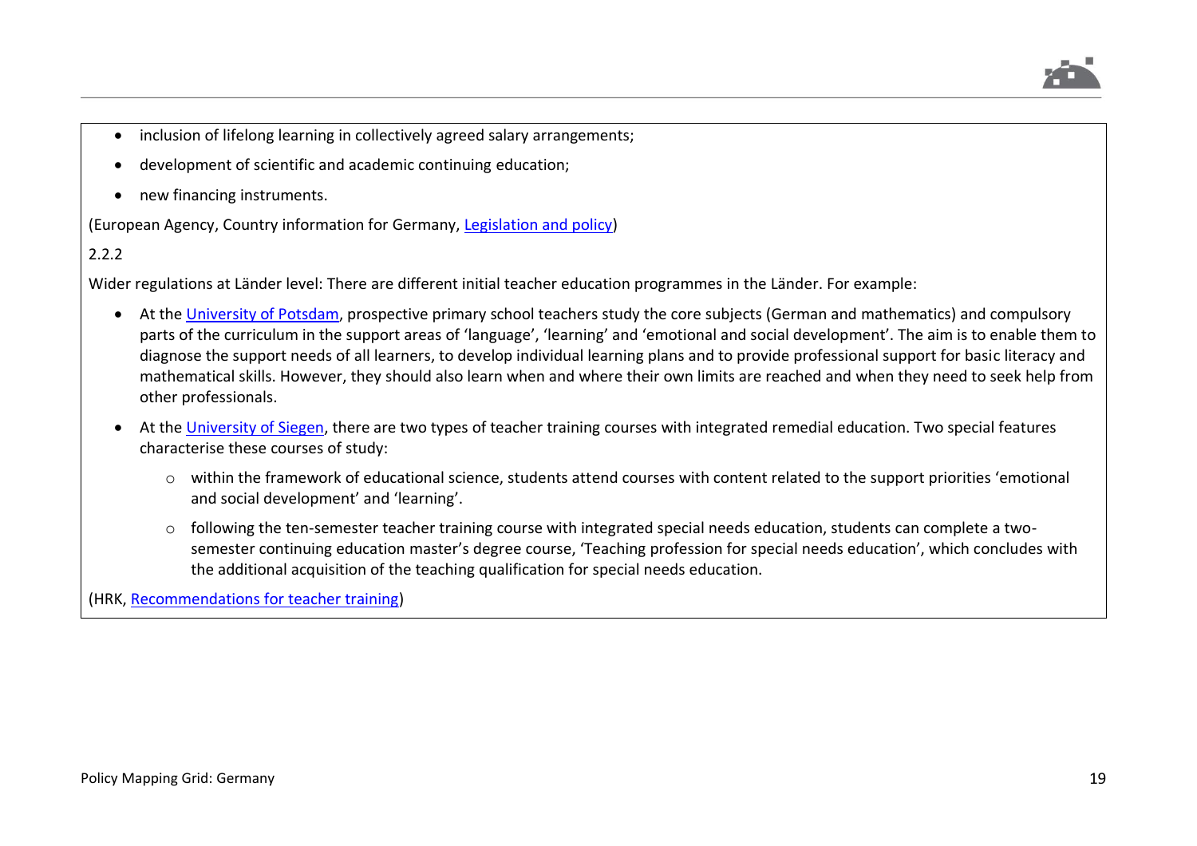- inclusion of lifelong learning in collectively agreed salary arrangements;
- development of scientific and academic continuing education;
- new financing instruments.

(European Agency, Country information for Germany, Legislation and policy)

2.2.2

Wider regulations at Länder level: There are different initial teacher education programmes in the Länder. For example:

- At the University of Potsdam, prospective primary school teachers study the core subjects (German and mathematics) and compulsory parts of the curriculum in the support areas of 'language', 'learning' and 'emotional and social development'. The aim is to enable them to diagnose the support needs of all learners, to develop individual learning plans and to provide professional support for basic literacy and mathematical skills. However, they should also learn when and where their own limits are reached and when they need to seek help from other professionals.
- At the University of Siegen, there are two types of teacher training courses with integrated remedial education. Two special features characterise these courses of study:
  - within the framework of educational science, students attend courses with content related to the support priorities 'emotional and social development' and 'learning'.
  - following the ten-semester teacher training course with integrated special needs education, students can complete a two-semester continuing education master's degree course, 'Teaching profession for special needs education', which concludes with the additional acquisition of the teaching qualification for special needs education.

(HRK, Recommendations for teacher training)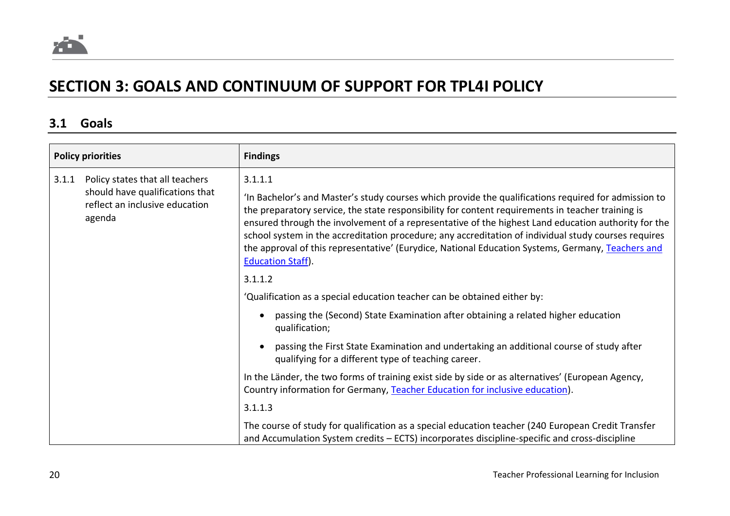# SECTION 3: GOALS AND CONTINUUM OF SUPPORT FOR TPL4I POLICY

## 3.1 Goals

| Policy priorities | Findings |
|---|---|
| 3.1.1 Policy states that all teachers should have qualifications that reflect an inclusive education agenda | 3.1.1.1<br><br>'In Bachelor's and Master's study courses which provide the qualifications required for admission to the preparatory service, the state responsibility for content requirements in teacher training is ensured through the involvement of a representative of the highest Land education authority for the school system in the accreditation procedure; any accreditation of individual study courses requires the approval of this representative' (Eurydice, National Education Systems, Germany, [Teachers and Education Staff](#)).<br><br>3.1.1.2<br><br>'Qualification as a special education teacher can be obtained either by:<br><br>• passing the (Second) State Examination after obtaining a related higher education qualification;<br><br>• passing the First State Examination and undertaking an additional course of study after qualifying for a different type of teaching career.<br><br>In the Länder, the two forms of training exist side by side or as alternatives' (European Agency, Country information for Germany, [Teacher Education for inclusive education](#)).<br><br>3.1.1.3<br><br>The course of study for qualification as a special education teacher (240 European Credit Transfer and Accumulation System credits – ECTS) incorporates discipline-specific and cross-discipline |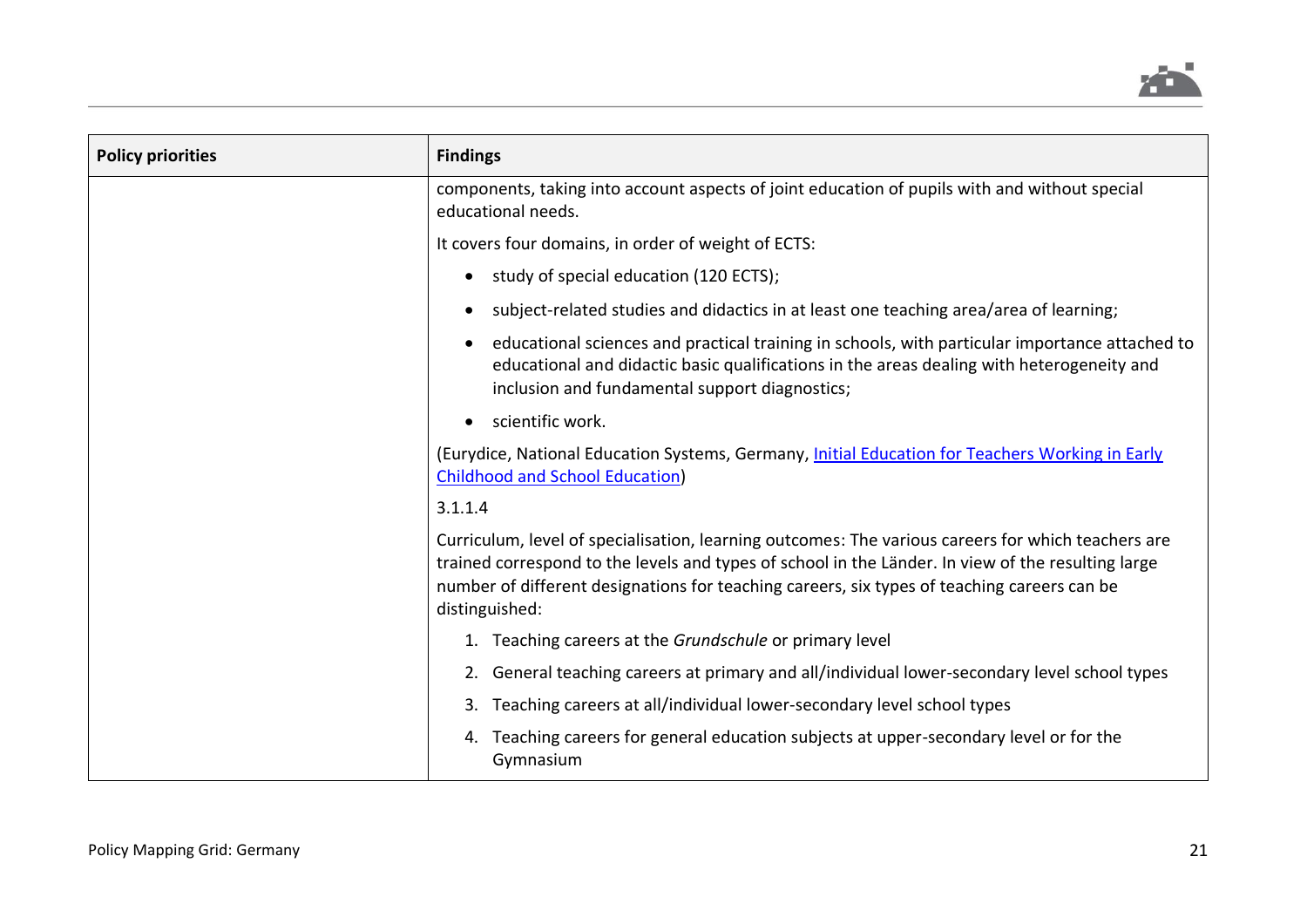| Policy priorities | Findings |
| --- | --- |
| | components, taking into account aspects of joint education of pupils with and without special educational needs.<br><br>It covers four domains, in order of weight of ECTS:<br><br>• study of special education (120 ECTS);<br>• subject-related studies and didactics in at least one teaching area/area of learning;<br>• educational sciences and practical training in schools, with particular importance attached to educational and didactic basic qualifications in the areas dealing with heterogeneity and inclusion and fundamental support diagnostics;<br>• scientific work.<br><br>(Eurydice, National Education Systems, Germany, [Initial Education for Teachers Working in Early Childhood and School Education])<br><br>3.1.1.4<br><br>Curriculum, level of specialisation, learning outcomes: The various careers for which teachers are trained correspond to the levels and types of school in the Länder. In view of the resulting large number of different designations for teaching careers, six types of teaching careers can be distinguished:<br><br>1. Teaching careers at the *Grundschule* or primary level<br>2. General teaching careers at primary and all/individual lower-secondary level school types<br>3. Teaching careers at all/individual lower-secondary level school types<br>4. Teaching careers for general education subjects at upper-secondary level or for the Gymnasium |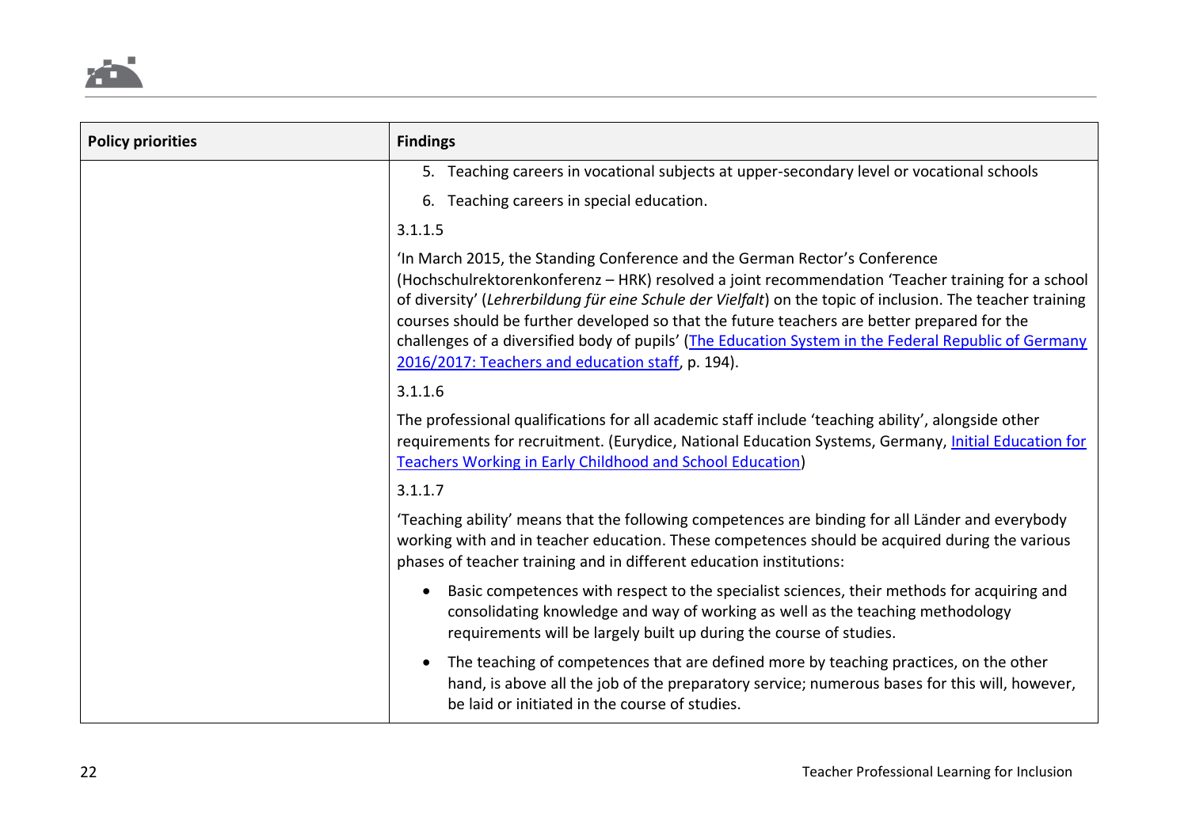| Policy priorities | Findings |
|---|---|
| | 5. Teaching careers in vocational subjects at upper-secondary level or vocational schools<br>6. Teaching careers in special education.<br>3.1.1.5<br>'In March 2015, the Standing Conference and the German Rector's Conference (Hochschulrektorenkonferenz – HRK) resolved a joint recommendation 'Teacher training for a school of diversity' (*Lehrerbildung für eine Schule der Vielfalt*) on the topic of inclusion. The teacher training courses should be further developed so that the future teachers are better prepared for the challenges of a diversified body of pupils' (The Education System in the Federal Republic of Germany 2016/2017: Teachers and education staff, p. 194).<br>3.1.1.6<br>The professional qualifications for all academic staff include 'teaching ability', alongside other requirements for recruitment. (Eurydice, National Education Systems, Germany, Initial Education for Teachers Working in Early Childhood and School Education)<br>3.1.1.7<br>'Teaching ability' means that the following competences are binding for all Länder and everybody working with and in teacher education. These competences should be acquired during the various phases of teacher training and in different education institutions:<br>• Basic competences with respect to the specialist sciences, their methods for acquiring and consolidating knowledge and way of working as well as the teaching methodology requirements will be largely built up during the course of studies.<br>• The teaching of competences that are defined more by teaching practices, on the other hand, is above all the job of the preparatory service; numerous bases for this will, however, be laid or initiated in the course of studies. |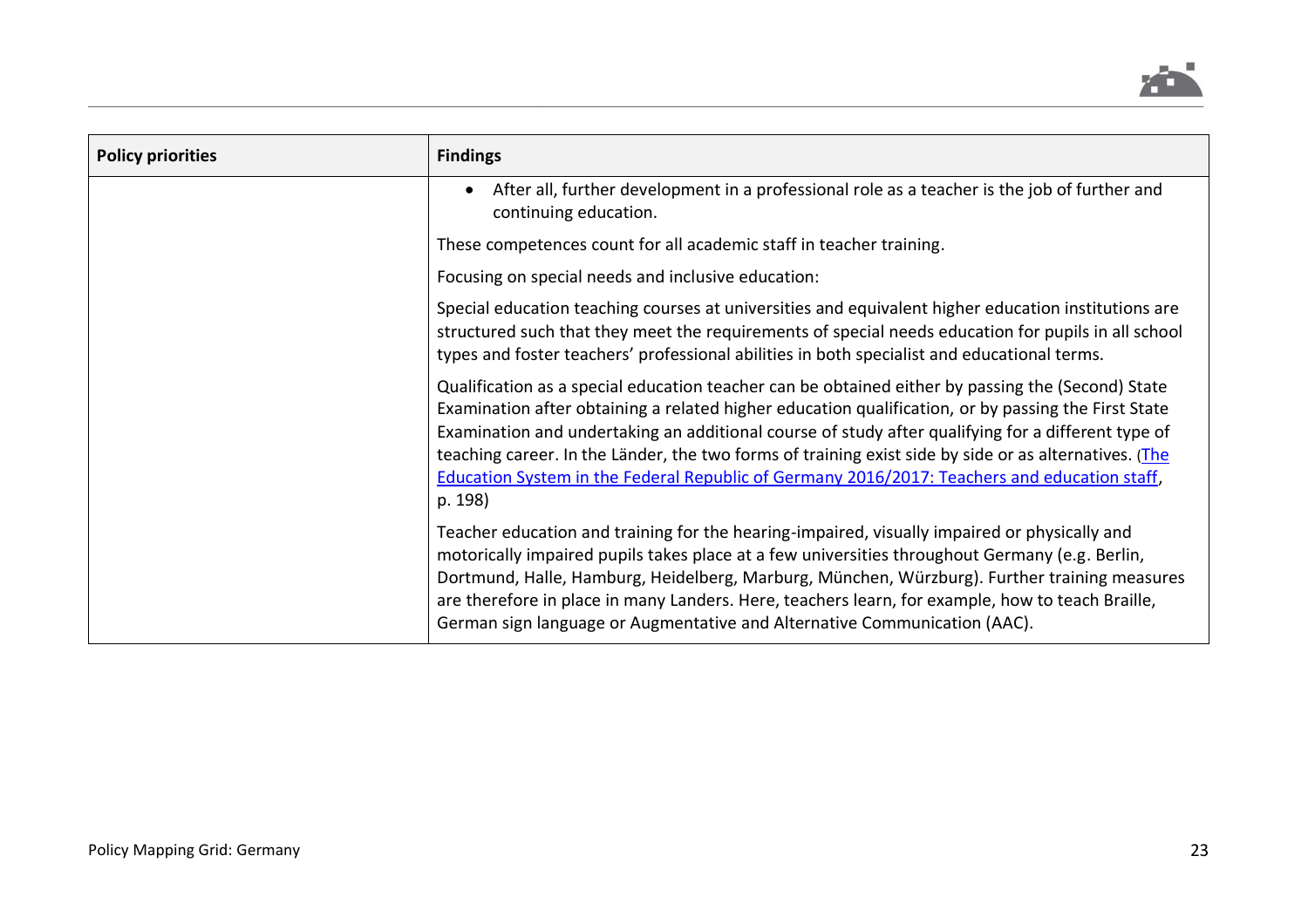| Policy priorities | Findings |
| --- | --- |
| | • After all, further development in a professional role as a teacher is the job of further and continuing education.<br><br>These competences count for all academic staff in teacher training.<br><br>Focusing on special needs and inclusive education:<br><br>Special education teaching courses at universities and equivalent higher education institutions are structured such that they meet the requirements of special needs education for pupils in all school types and foster teachers' professional abilities in both specialist and educational terms.<br><br>Qualification as a special education teacher can be obtained either by passing the (Second) State Examination after obtaining a related higher education qualification, or by passing the First State Examination and undertaking an additional course of study after qualifying for a different type of teaching career. In the Länder, the two forms of training exist side by side or as alternatives. (The Education System in the Federal Republic of Germany 2016/2017: Teachers and education staff, p. 198)<br><br>Teacher education and training for the hearing-impaired, visually impaired or physically and motorically impaired pupils takes place at a few universities throughout Germany (e.g. Berlin, Dortmund, Halle, Hamburg, Heidelberg, Marburg, München, Würzburg). Further training measures are therefore in place in many Landers. Here, teachers learn, for example, how to teach Braille, German sign language or Augmentative and Alternative Communication (AAC). |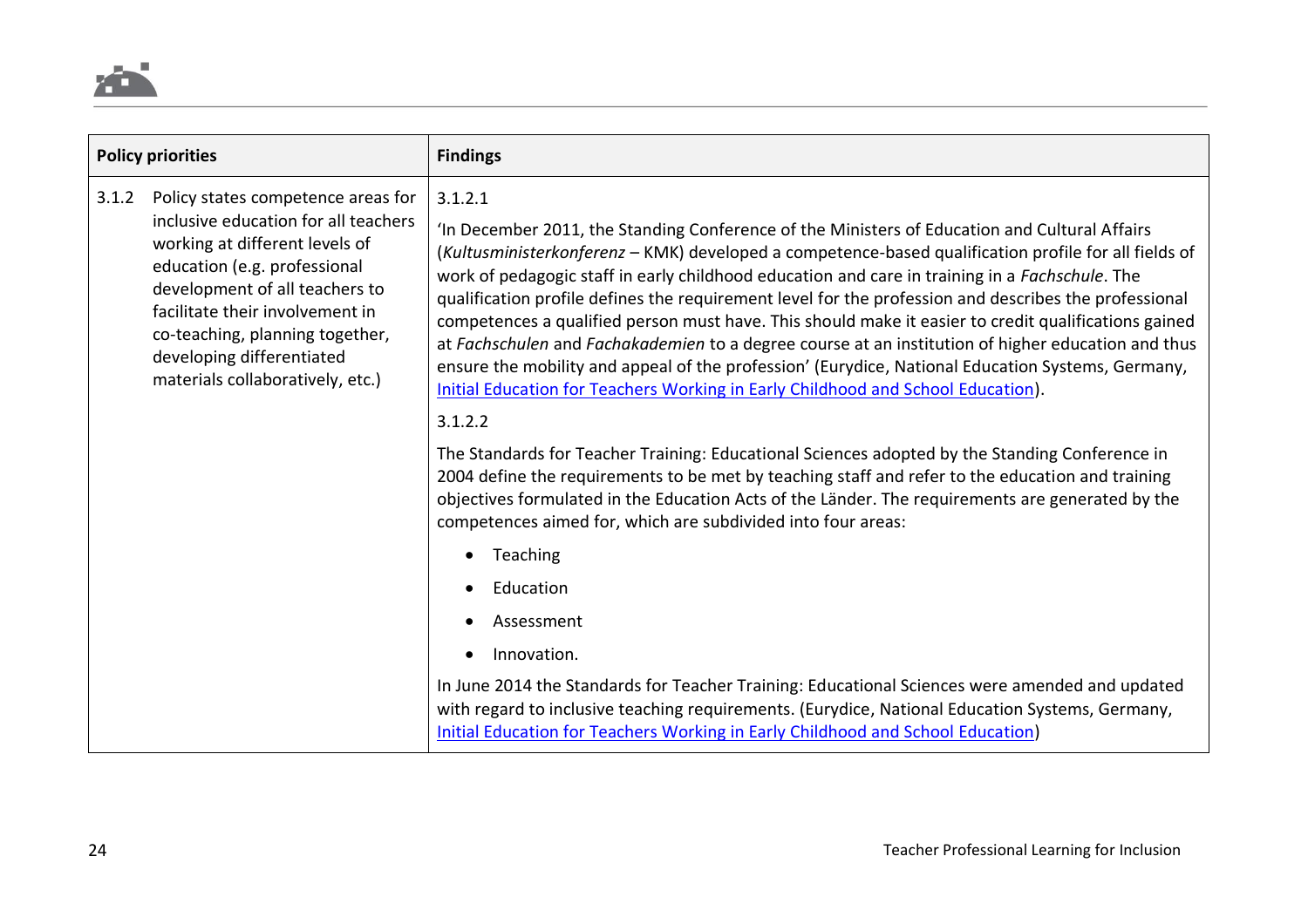| Policy priorities | Findings |
|---|---|
| 3.1.2 Policy states competence areas for inclusive education for all teachers working at different levels of education (e.g. professional development of all teachers to facilitate their involvement in co-teaching, planning together, developing differentiated materials collaboratively, etc.) | 3.1.2.1<br><br>'In December 2011, the Standing Conference of the Ministers of Education and Cultural Affairs (*Kultusministerkonferenz* – KMK) developed a competence-based qualification profile for all fields of work of pedagogic staff in early childhood education and care in training in a *Fachschule*. The qualification profile defines the requirement level for the profession and describes the professional competences a qualified person must have. This should make it easier to credit qualifications gained at *Fachschulen* and *Fachakademien* to a degree course at an institution of higher education and thus ensure the mobility and appeal of the profession' (Eurydice, National Education Systems, Germany, Initial Education for Teachers Working in Early Childhood and School Education).<br><br>3.1.2.2<br><br>The Standards for Teacher Training: Educational Sciences adopted by the Standing Conference in 2004 define the requirements to be met by teaching staff and refer to the education and training objectives formulated in the Education Acts of the Länder. The requirements are generated by the competences aimed for, which are subdivided into four areas:<br><br>• Teaching<br>• Education<br>• Assessment<br>• Innovation.<br><br>In June 2014 the Standards for Teacher Training: Educational Sciences were amended and updated with regard to inclusive teaching requirements. (Eurydice, National Education Systems, Germany, Initial Education for Teachers Working in Early Childhood and School Education) |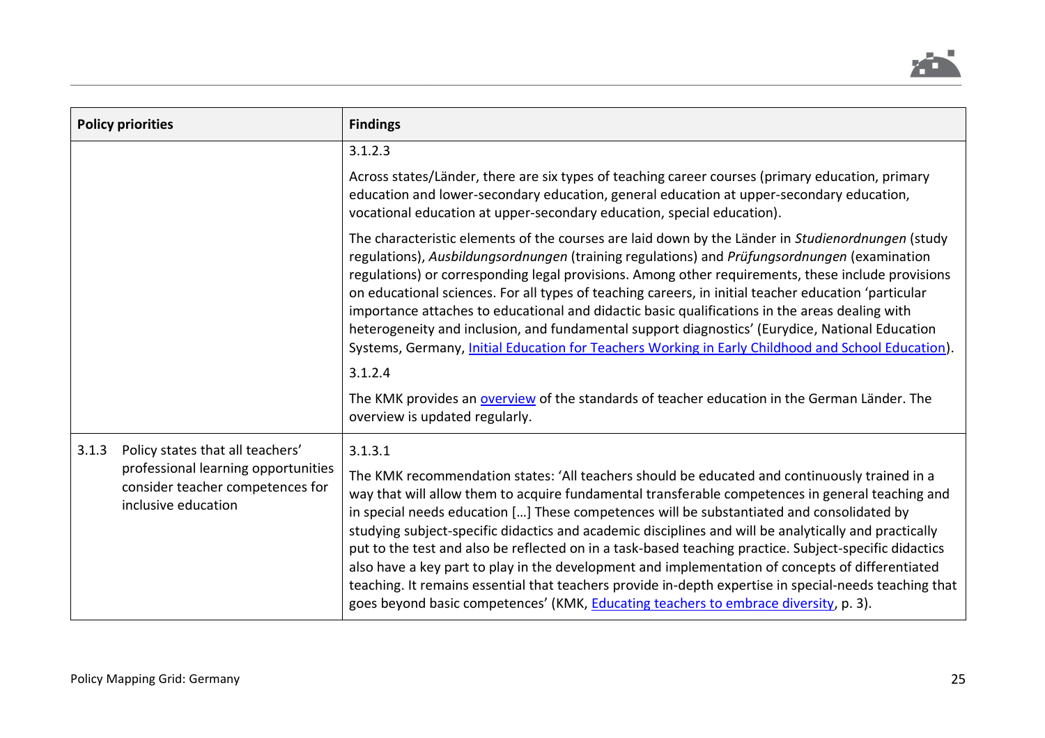| Policy priorities | Findings |
|---|---|
| | 3.1.2.3<br><br>Across states/Länder, there are six types of teaching career courses (primary education, primary education and lower-secondary education, general education at upper-secondary education, vocational education at upper-secondary education, special education).<br><br>The characteristic elements of the courses are laid down by the Länder in *Studienordnungen* (study regulations), *Ausbildungsordnungen* (training regulations) and *Prüfungsordnungen* (examination regulations) or corresponding legal provisions. Among other requirements, these include provisions on educational sciences. For all types of teaching careers, in initial teacher education 'particular importance attaches to educational and didactic basic qualifications in the areas dealing with heterogeneity and inclusion, and fundamental support diagnostics' (Eurydice, National Education Systems, Germany, Initial Education for Teachers Working in Early Childhood and School Education).<br><br>3.1.2.4<br><br>The KMK provides an overview of the standards of teacher education in the German Länder. The overview is updated regularly. |
| 3.1.3 Policy states that all teachers' professional learning opportunities consider teacher competences for inclusive education | 3.1.3.1<br><br>The KMK recommendation states: 'All teachers should be educated and continuously trained in a way that will allow them to acquire fundamental transferable competences in general teaching and in special needs education […] These competences will be substantiated and consolidated by studying subject-specific didactics and academic disciplines and will be analytically and practically put to the test and also be reflected on in a task-based teaching practice. Subject-specific didactics also have a key part to play in the development and implementation of concepts of differentiated teaching. It remains essential that teachers provide in-depth expertise in special-needs teaching that goes beyond basic competences' (KMK, Educating teachers to embrace diversity, p. 3). |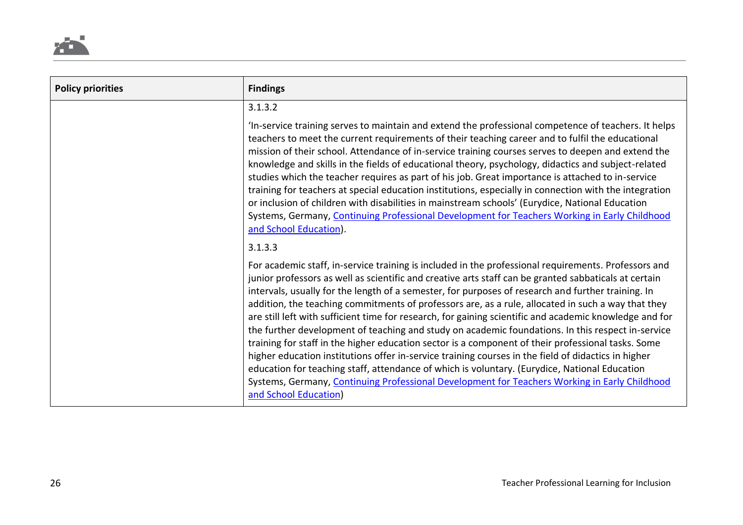| Policy priorities | Findings |
| --- | --- |
| | 3.1.3.2<br><br>'In-service training serves to maintain and extend the professional competence of teachers. It helps teachers to meet the current requirements of their teaching career and to fulfil the educational mission of their school. Attendance of in-service training courses serves to deepen and extend the knowledge and skills in the fields of educational theory, psychology, didactics and subject-related studies which the teacher requires as part of his job. Great importance is attached to in-service training for teachers at special education institutions, especially in connection with the integration or inclusion of children with disabilities in mainstream schools' (Eurydice, National Education Systems, Germany, [Continuing Professional Development for Teachers Working in Early Childhood and School Education](#)).<br><br>3.1.3.3<br><br>For academic staff, in-service training is included in the professional requirements. Professors and junior professors as well as scientific and creative arts staff can be granted sabbaticals at certain intervals, usually for the length of a semester, for purposes of research and further training. In addition, the teaching commitments of professors are, as a rule, allocated in such a way that they are still left with sufficient time for research, for gaining scientific and academic knowledge and for the further development of teaching and study on academic foundations. In this respect in-service training for staff in the higher education sector is a component of their professional tasks. Some higher education institutions offer in-service training courses in the field of didactics in higher education for teaching staff, attendance of which is voluntary. (Eurydice, National Education Systems, Germany, [Continuing Professional Development for Teachers Working in Early Childhood and School Education](#)) |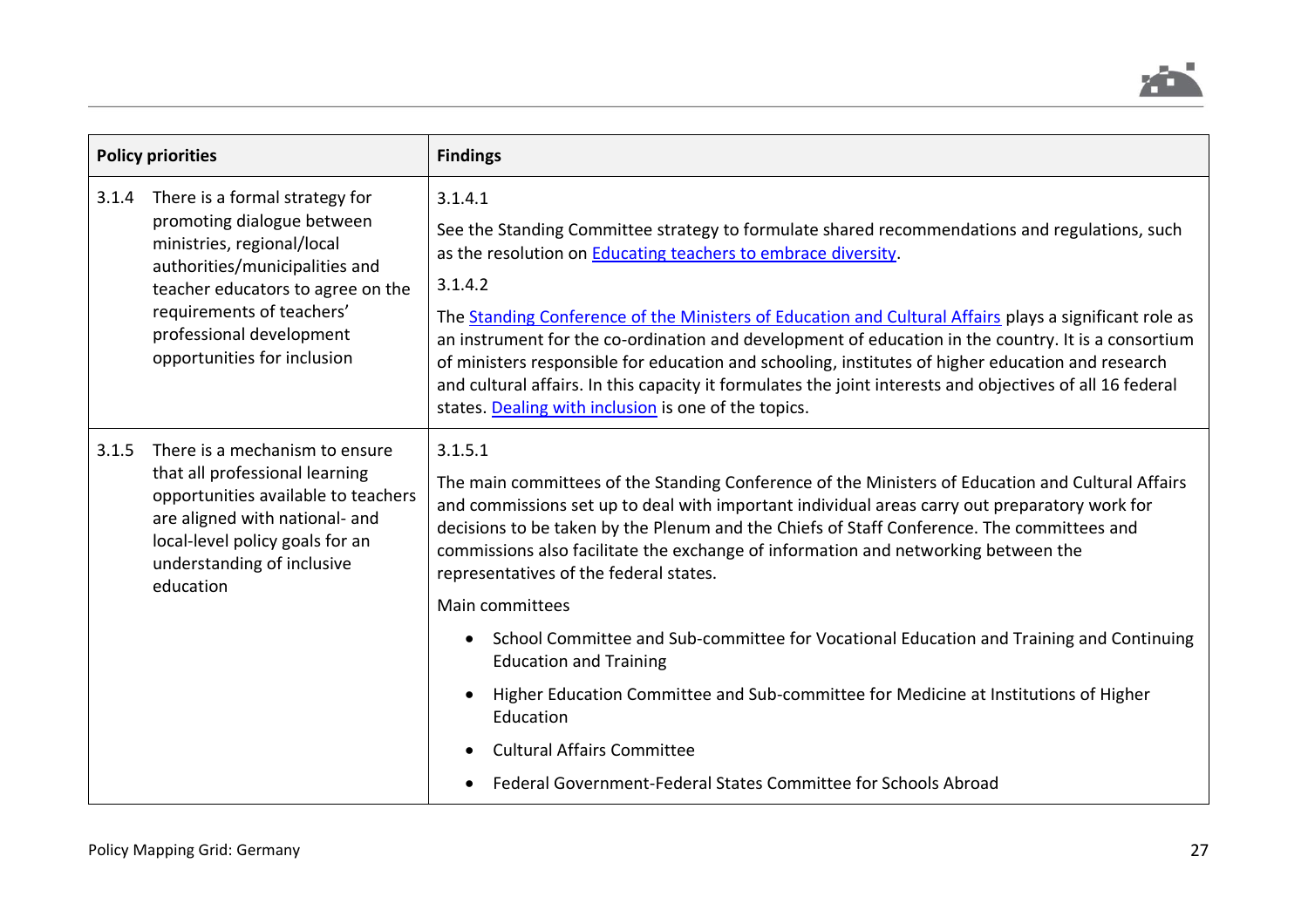| Policy priorities | Findings |
|---|---|
| 3.1.4 There is a formal strategy for promoting dialogue between ministries, regional/local authorities/municipalities and teacher educators to agree on the requirements of teachers' professional development opportunities for inclusion | 3.1.4.1<br><br>See the Standing Committee strategy to formulate shared recommendations and regulations, such as the resolution on Educating teachers to embrace diversity.<br><br>3.1.4.2<br><br>The Standing Conference of the Ministers of Education and Cultural Affairs plays a significant role as an instrument for the co-ordination and development of education in the country. It is a consortium of ministers responsible for education and schooling, institutes of higher education and research and cultural affairs. In this capacity it formulates the joint interests and objectives of all 16 federal states. Dealing with inclusion is one of the topics. |
| 3.1.5 There is a mechanism to ensure that all professional learning opportunities available to teachers are aligned with national- and local-level policy goals for an understanding of inclusive education | 3.1.5.1<br><br>The main committees of the Standing Conference of the Ministers of Education and Cultural Affairs and commissions set up to deal with important individual areas carry out preparatory work for decisions to be taken by the Plenum and the Chiefs of Staff Conference. The committees and commissions also facilitate the exchange of information and networking between the representatives of the federal states.<br><br>Main committees<br><br>• School Committee and Sub-committee for Vocational Education and Training and Continuing Education and Training<br><br>• Higher Education Committee and Sub-committee for Medicine at Institutions of Higher Education<br><br>• Cultural Affairs Committee<br><br>• Federal Government-Federal States Committee for Schools Abroad |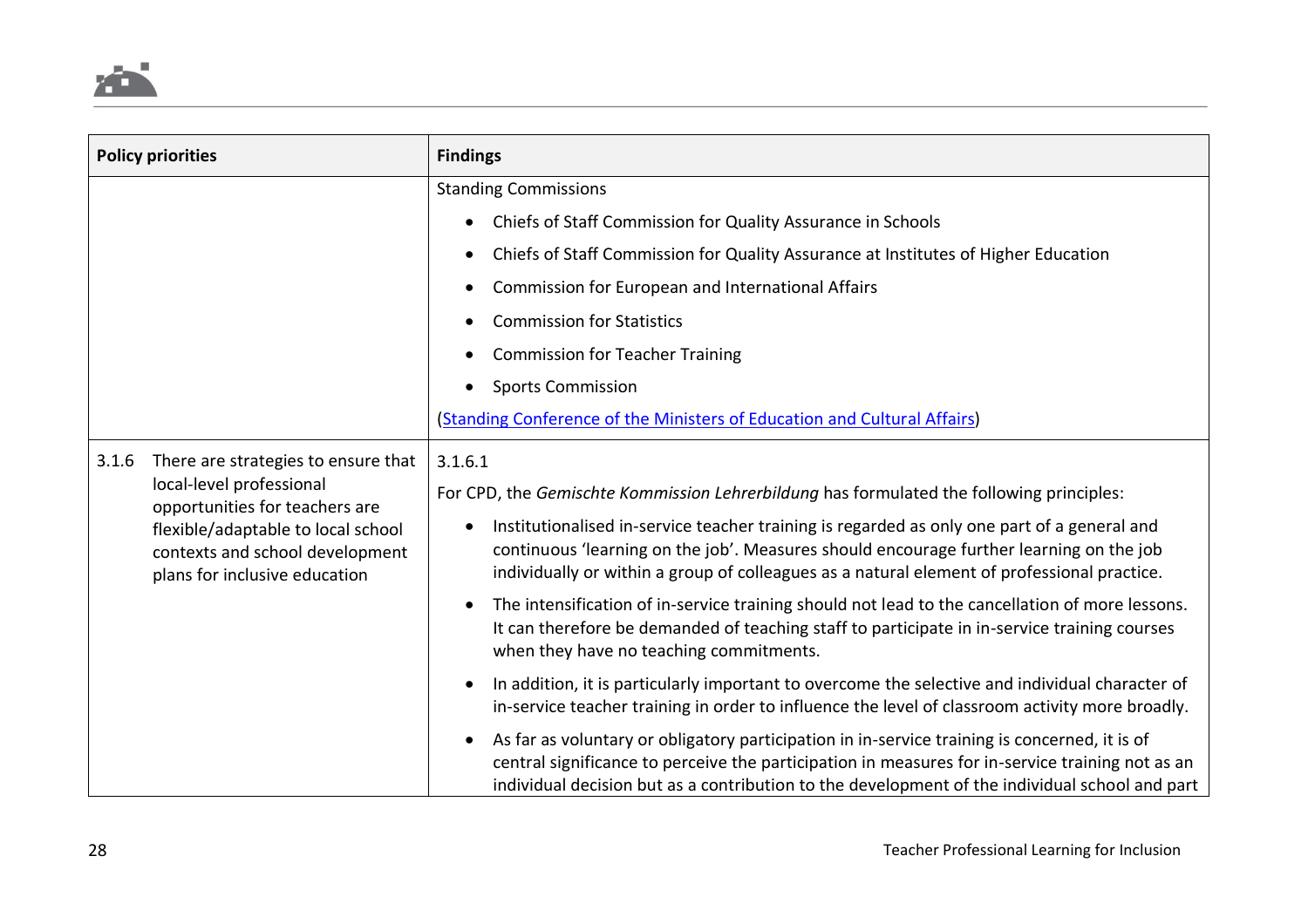| Policy priorities | Findings |
|---|---|
| | Standing Commissions<br>• Chiefs of Staff Commission for Quality Assurance in Schools<br>• Chiefs of Staff Commission for Quality Assurance at Institutes of Higher Education<br>• Commission for European and International Affairs<br>• Commission for Statistics<br>• Commission for Teacher Training<br>• Sports Commission<br>(Standing Conference of the Ministers of Education and Cultural Affairs) |
| 3.1.6 There are strategies to ensure that local-level professional opportunities for teachers are flexible/adaptable to local school contexts and school development plans for inclusive education | 3.1.6.1<br>For CPD, the *Gemischte Kommission Lehrerbildung* has formulated the following principles:<br>• Institutionalised in-service teacher training is regarded as only one part of a general and continuous 'learning on the job'. Measures should encourage further learning on the job individually or within a group of colleagues as a natural element of professional practice.<br>• The intensification of in-service training should not lead to the cancellation of more lessons. It can therefore be demanded of teaching staff to participate in in-service training courses when they have no teaching commitments.<br>• In addition, it is particularly important to overcome the selective and individual character of in-service teacher training in order to influence the level of classroom activity more broadly.<br>• As far as voluntary or obligatory participation in in-service training is concerned, it is of central significance to perceive the participation in measures for in-service training not as an individual decision but as a contribution to the development of the individual school and part |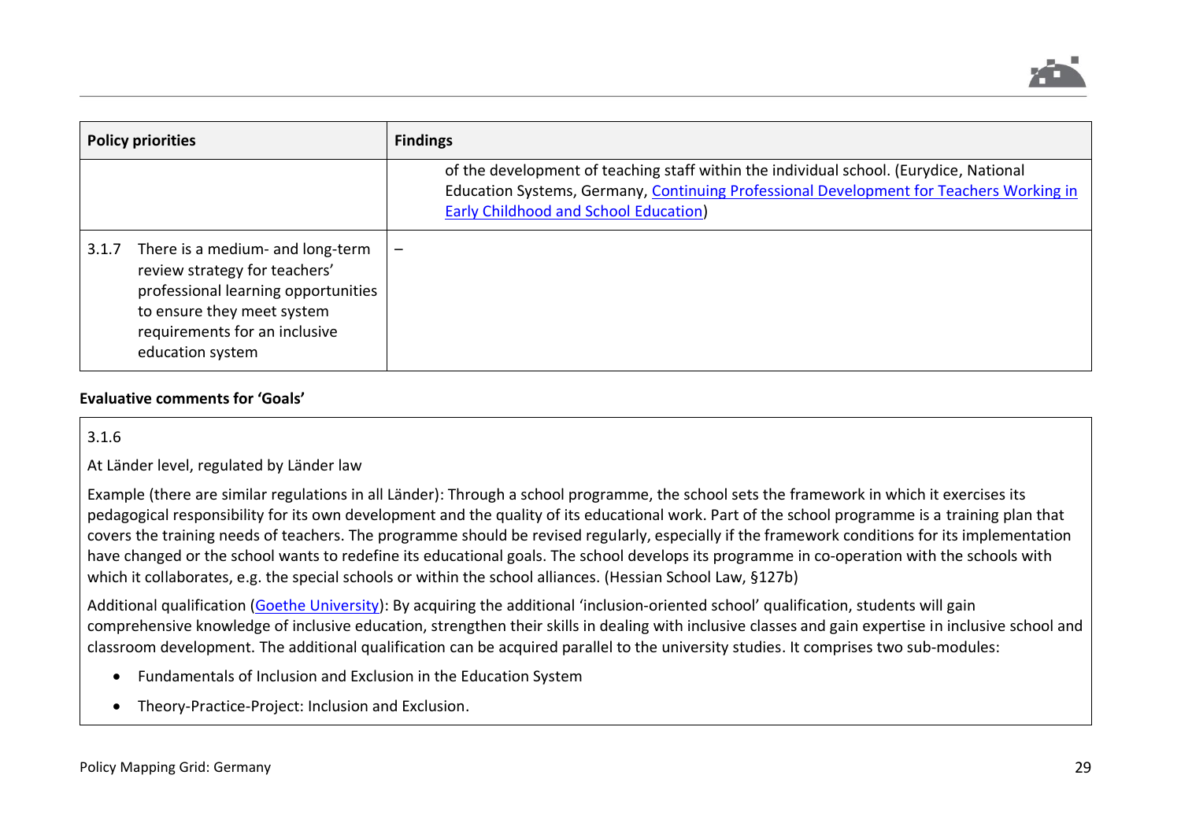| Policy priorities | Findings |
|---|---|
| | of the development of teaching staff within the individual school. (Eurydice, National Education Systems, Germany, [Continuing Professional Development for Teachers Working in Early Childhood and School Education]()) |
| 3.1.7 There is a medium- and long-term review strategy for teachers' professional learning opportunities to ensure they meet system requirements for an inclusive education system | – |

**Evaluative comments for 'Goals'**

3.1.6

At Länder level, regulated by Länder law

Example (there are similar regulations in all Länder): Through a school programme, the school sets the framework in which it exercises its pedagogical responsibility for its own development and the quality of its educational work. Part of the school programme is a training plan that covers the training needs of teachers. The programme should be revised regularly, especially if the framework conditions for its implementation have changed or the school wants to redefine its educational goals. The school develops its programme in co-operation with the schools with which it collaborates, e.g. the special schools or within the school alliances. (Hessian School Law, §127b)

Additional qualification ([Goethe University]()): By acquiring the additional 'inclusion-oriented school' qualification, students will gain comprehensive knowledge of inclusive education, strengthen their skills in dealing with inclusive classes and gain expertise in inclusive school and classroom development. The additional qualification can be acquired parallel to the university studies. It comprises two sub-modules:

- Fundamentals of Inclusion and Exclusion in the Education System
- Theory-Practice-Project: Inclusion and Exclusion.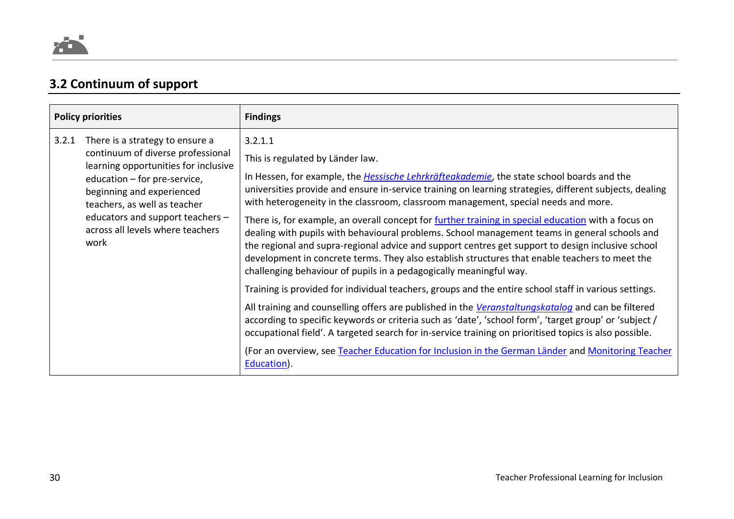## 3.2 Continuum of support

| Policy priorities | Findings |
|---|---|
| 3.2.1 There is a strategy to ensure a continuum of diverse professional learning opportunities for inclusive education – for pre-service, beginning and experienced teachers, as well as teacher educators and support teachers – across all levels where teachers work | 3.2.1.1<br><br>This is regulated by Länder law.<br><br>In Hessen, for example, the *Hessische Lehrkräfteakademie*, the state school boards and the universities provide and ensure in-service training on learning strategies, different subjects, dealing with heterogeneity in the classroom, classroom management, special needs and more.<br><br>There is, for example, an overall concept for further training in special education with a focus on dealing with pupils with behavioural problems. School management teams in general schools and the regional and supra-regional advice and support centres get support to design inclusive school development in concrete terms. They also establish structures that enable teachers to meet the challenging behaviour of pupils in a pedagogically meaningful way.<br><br>Training is provided for individual teachers, groups and the entire school staff in various settings.<br><br>All training and counselling offers are published in the *Veranstaltungskatalog* and can be filtered according to specific keywords or criteria such as 'date', 'school form', 'target group' or 'subject / occupational field'. A targeted search for in-service training on prioritised topics is also possible.<br><br>(For an overview, see Teacher Education for Inclusion in the German Länder and Monitoring Teacher Education). |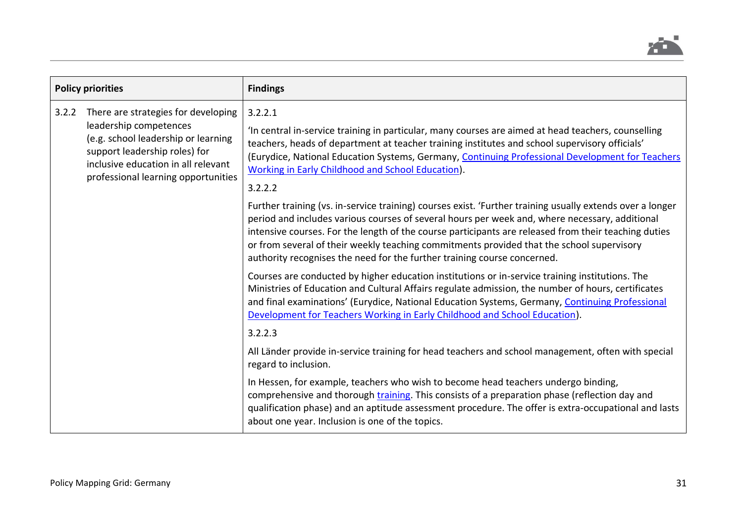| Policy priorities | Findings |
|---|---|
| 3.2.2 There are strategies for developing leadership competences (e.g. school leadership or learning support leadership roles) for inclusive education in all relevant professional learning opportunities | 3.2.2.1<br><br>'In central in-service training in particular, many courses are aimed at head teachers, counselling teachers, heads of department at teacher training institutes and school supervisory officials' (Eurydice, National Education Systems, Germany, Continuing Professional Development for Teachers Working in Early Childhood and School Education).<br><br>3.2.2.2<br><br>Further training (vs. in-service training) courses exist. 'Further training usually extends over a longer period and includes various courses of several hours per week and, where necessary, additional intensive courses. For the length of the course participants are released from their teaching duties or from several of their weekly teaching commitments provided that the school supervisory authority recognises the need for the further training course concerned.<br><br>Courses are conducted by higher education institutions or in-service training institutions. The Ministries of Education and Cultural Affairs regulate admission, the number of hours, certificates and final examinations' (Eurydice, National Education Systems, Germany, Continuing Professional Development for Teachers Working in Early Childhood and School Education).<br><br>3.2.2.3<br><br>All Länder provide in-service training for head teachers and school management, often with special regard to inclusion.<br><br>In Hessen, for example, teachers who wish to become head teachers undergo binding, comprehensive and thorough training. This consists of a preparation phase (reflection day and qualification phase) and an aptitude assessment procedure. The offer is extra-occupational and lasts about one year. Inclusion is one of the topics. |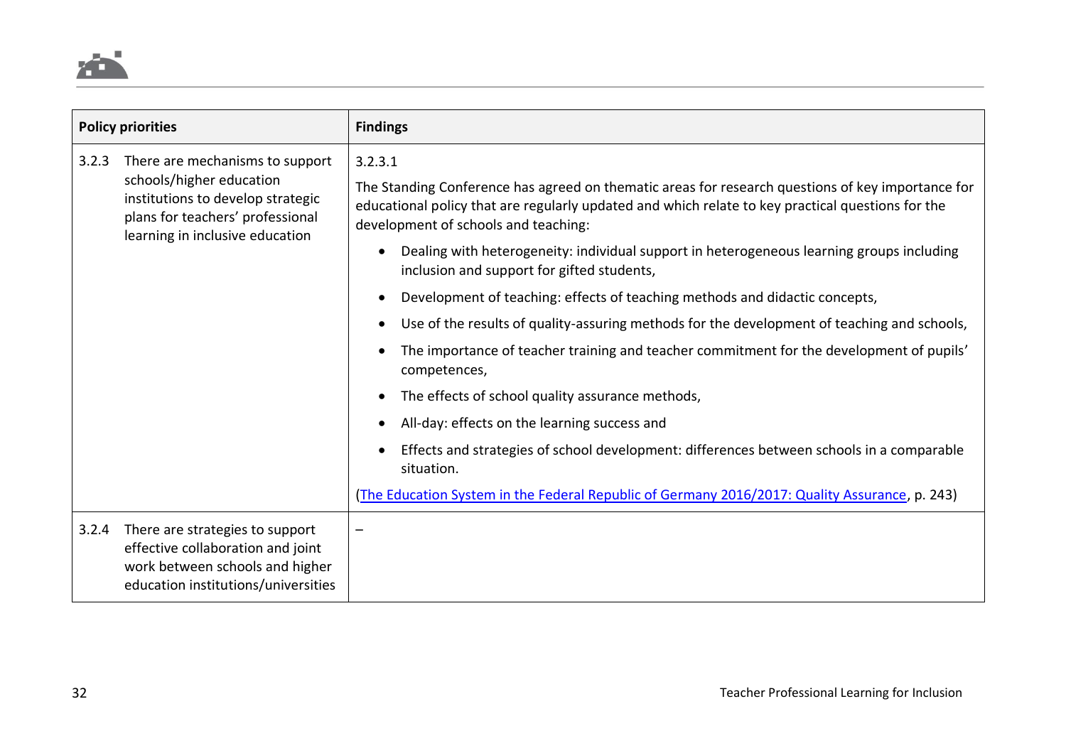| Policy priorities | Findings |
|---|---|
| 3.2.3 There are mechanisms to support schools/higher education institutions to develop strategic plans for teachers' professional learning in inclusive education | 3.2.3.1<br><br>The Standing Conference has agreed on thematic areas for research questions of key importance for educational policy that are regularly updated and which relate to key practical questions for the development of schools and teaching:<br><br>• Dealing with heterogeneity: individual support in heterogeneous learning groups including inclusion and support for gifted students,<br>• Development of teaching: effects of teaching methods and didactic concepts,<br>• Use of the results of quality-assuring methods for the development of teaching and schools,<br>• The importance of teacher training and teacher commitment for the development of pupils' competences,<br>• The effects of school quality assurance methods,<br>• All-day: effects on the learning success and<br>• Effects and strategies of school development: differences between schools in a comparable situation.<br><br>(The Education System in the Federal Republic of Germany 2016/2017: Quality Assurance, p. 243) |
| 3.2.4 There are strategies to support effective collaboration and joint work between schools and higher education institutions/universities | – |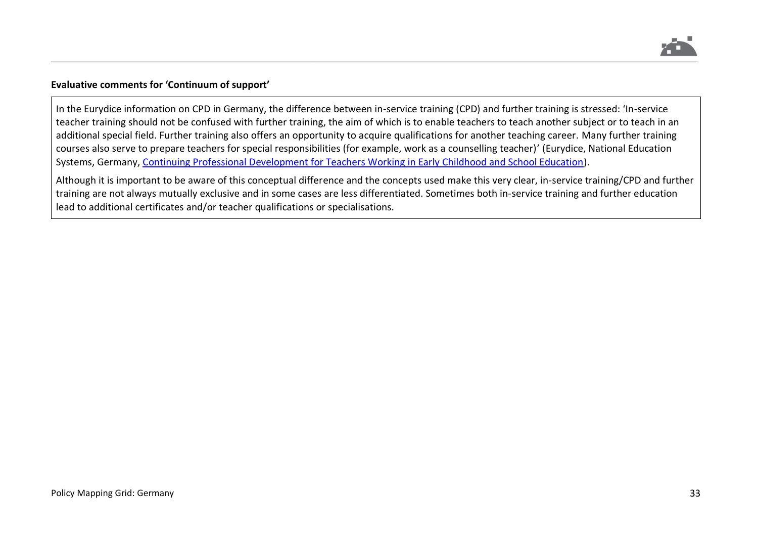**Evaluative comments for 'Continuum of support'**

In the Eurydice information on CPD in Germany, the difference between in-service training (CPD) and further training is stressed: 'In-service teacher training should not be confused with further training, the aim of which is to enable teachers to teach another subject or to teach in an additional special field. Further training also offers an opportunity to acquire qualifications for another teaching career. Many further training courses also serve to prepare teachers for special responsibilities (for example, work as a counselling teacher)' (Eurydice, National Education Systems, Germany, [Continuing Professional Development for Teachers Working in Early Childhood and School Education]).

Although it is important to be aware of this conceptual difference and the concepts used make this very clear, in-service training/CPD and further training are not always mutually exclusive and in some cases are less differentiated. Sometimes both in-service training and further education lead to additional certificates and/or teacher qualifications or specialisations.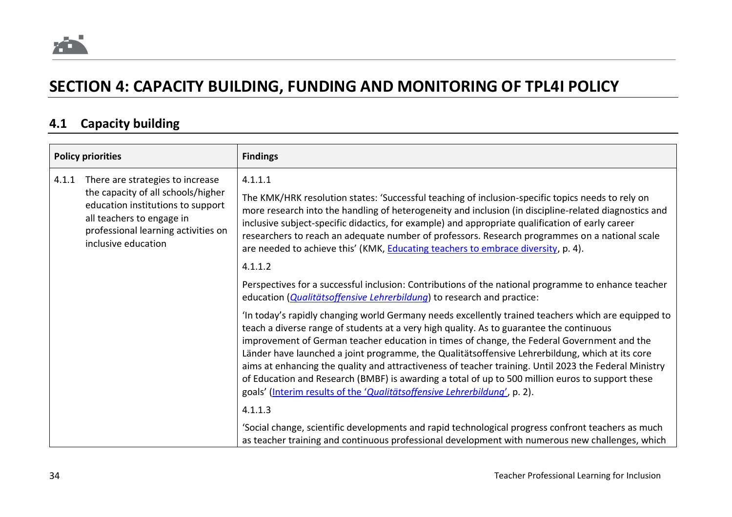# SECTION 4: CAPACITY BUILDING, FUNDING AND MONITORING OF TPL4I POLICY

## 4.1 Capacity building

| Policy priorities | Findings |
|---|---|
| 4.1.1 There are strategies to increase the capacity of all schools/higher education institutions to support all teachers to engage in professional learning activities on inclusive education | 4.1.1.1<br><br>The KMK/HRK resolution states: 'Successful teaching of inclusion-specific topics needs to rely on more research into the handling of heterogeneity and inclusion (in discipline-related diagnostics and inclusive subject-specific didactics, for example) and appropriate qualification of early career researchers to reach an adequate number of professors. Research programmes on a national scale are needed to achieve this' (KMK, [Educating teachers to embrace diversity](), p. 4).<br><br>4.1.1.2<br><br>Perspectives for a successful inclusion: Contributions of the national programme to enhance teacher education ([*Qualitätsoffensive Lehrerbildung*]()) to research and practice:<br><br>'In today's rapidly changing world Germany needs excellently trained teachers which are equipped to teach a diverse range of students at a very high quality. As to guarantee the continuous improvement of German teacher education in times of change, the Federal Government and the Länder have launched a joint programme, the Qualitätsoffensive Lehrerbildung, which at its core aims at enhancing the quality and attractiveness of teacher training. Until 2023 the Federal Ministry of Education and Research (BMBF) is awarding a total of up to 500 million euros to support these goals' ([Interim results of the '*Qualitätsoffensive Lehrerbildung*'](), p. 2).<br><br>4.1.1.3<br><br>'Social change, scientific developments and rapid technological progress confront teachers as much as teacher training and continuous professional development with numerous new challenges, which |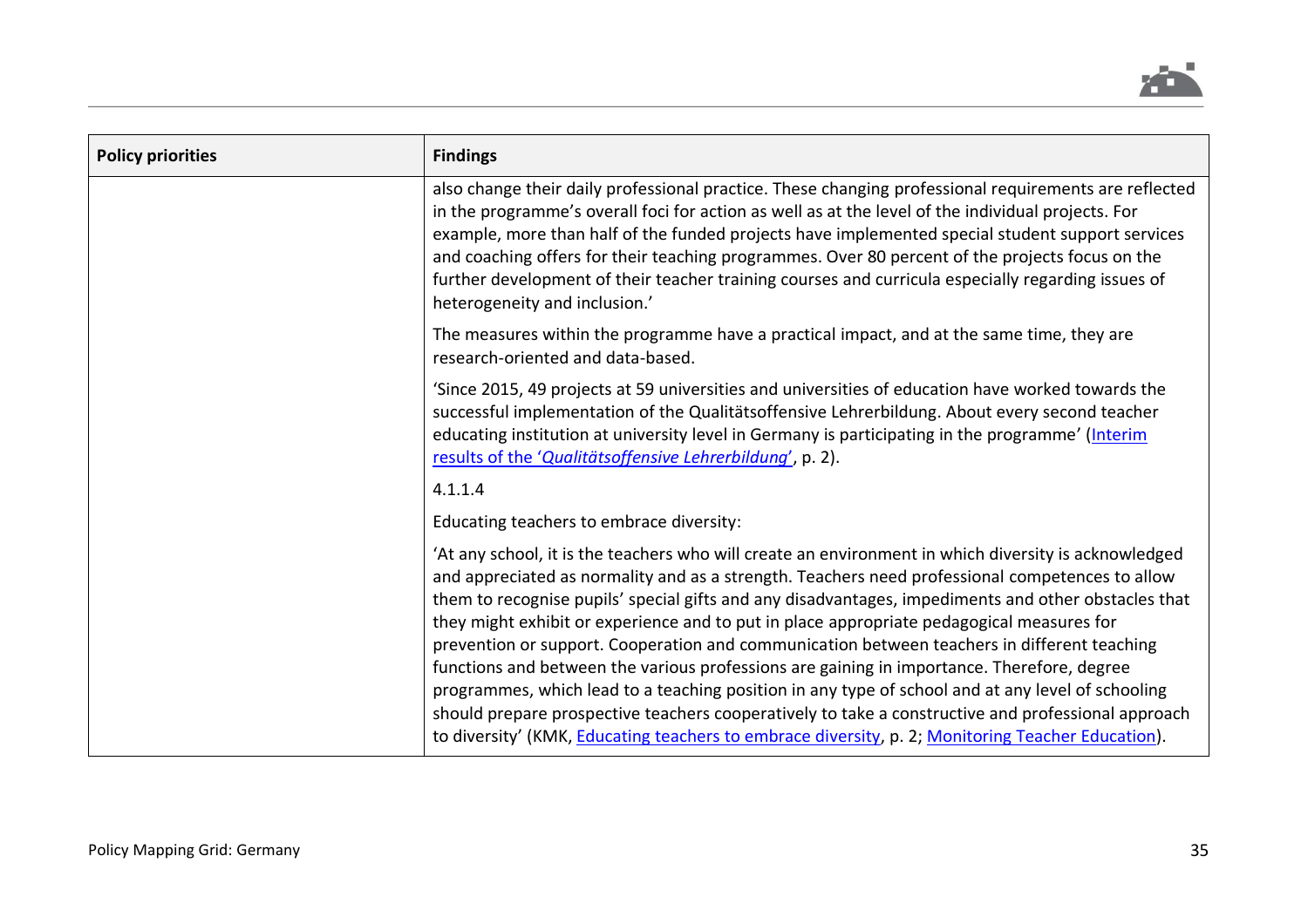| Policy priorities | Findings |
| --- | --- |
| | also change their daily professional practice. These changing professional requirements are reflected in the programme's overall foci for action as well as at the level of the individual projects. For example, more than half of the funded projects have implemented special student support services and coaching offers for their teaching programmes. Over 80 percent of the projects focus on the further development of their teacher training courses and curricula especially regarding issues of heterogeneity and inclusion.'<br><br>The measures within the programme have a practical impact, and at the same time, they are research-oriented and data-based.<br><br>'Since 2015, 49 projects at 59 universities and universities of education have worked towards the successful implementation of the Qualitätsoffensive Lehrerbildung. About every second teacher educating institution at university level in Germany is participating in the programme' (Interim results of the '*Qualitätsoffensive Lehrerbildung*', p. 2).<br><br>4.1.1.4<br><br>Educating teachers to embrace diversity:<br><br>'At any school, it is the teachers who will create an environment in which diversity is acknowledged and appreciated as normality and as a strength. Teachers need professional competences to allow them to recognise pupils' special gifts and any disadvantages, impediments and other obstacles that they might exhibit or experience and to put in place appropriate pedagogical measures for prevention or support. Cooperation and communication between teachers in different teaching functions and between the various professions are gaining in importance. Therefore, degree programmes, which lead to a teaching position in any type of school and at any level of schooling should prepare prospective teachers cooperatively to take a constructive and professional approach to diversity' (KMK, Educating teachers to embrace diversity, p. 2; Monitoring Teacher Education). |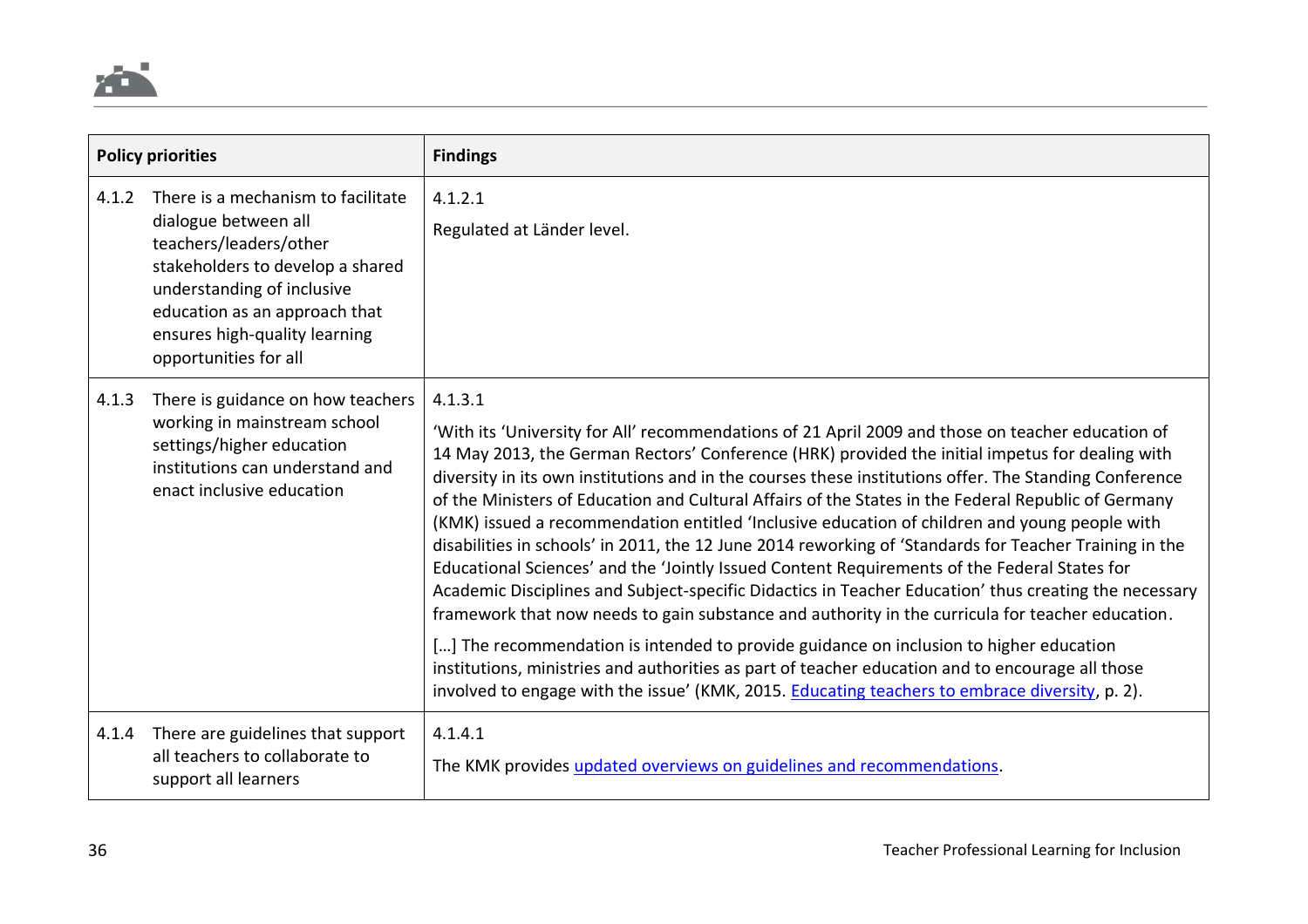| Policy priorities | Findings |
|---|---|
| 4.1.2 There is a mechanism to facilitate dialogue between all teachers/leaders/other stakeholders to develop a shared understanding of inclusive education as an approach that ensures high-quality learning opportunities for all | 4.1.2.1<br><br>Regulated at Länder level. |
| 4.1.3 There is guidance on how teachers working in mainstream school settings/higher education institutions can understand and enact inclusive education | 4.1.3.1<br><br>'With its 'University for All' recommendations of 21 April 2009 and those on teacher education of 14 May 2013, the German Rectors' Conference (HRK) provided the initial impetus for dealing with diversity in its own institutions and in the courses these institutions offer. The Standing Conference of the Ministers of Education and Cultural Affairs of the States in the Federal Republic of Germany (KMK) issued a recommendation entitled 'Inclusive education of children and young people with disabilities in schools' in 2011, the 12 June 2014 reworking of 'Standards for Teacher Training in the Educational Sciences' and the 'Jointly Issued Content Requirements of the Federal States for Academic Disciplines and Subject-specific Didactics in Teacher Education' thus creating the necessary framework that now needs to gain substance and authority in the curricula for teacher education.<br><br>[…] The recommendation is intended to provide guidance on inclusion to higher education institutions, ministries and authorities as part of teacher education and to encourage all those involved to engage with the issue' (KMK, 2015. Educating teachers to embrace diversity, p. 2). |
| 4.1.4 There are guidelines that support all teachers to collaborate to support all learners | 4.1.4.1<br><br>The KMK provides updated overviews on guidelines and recommendations. |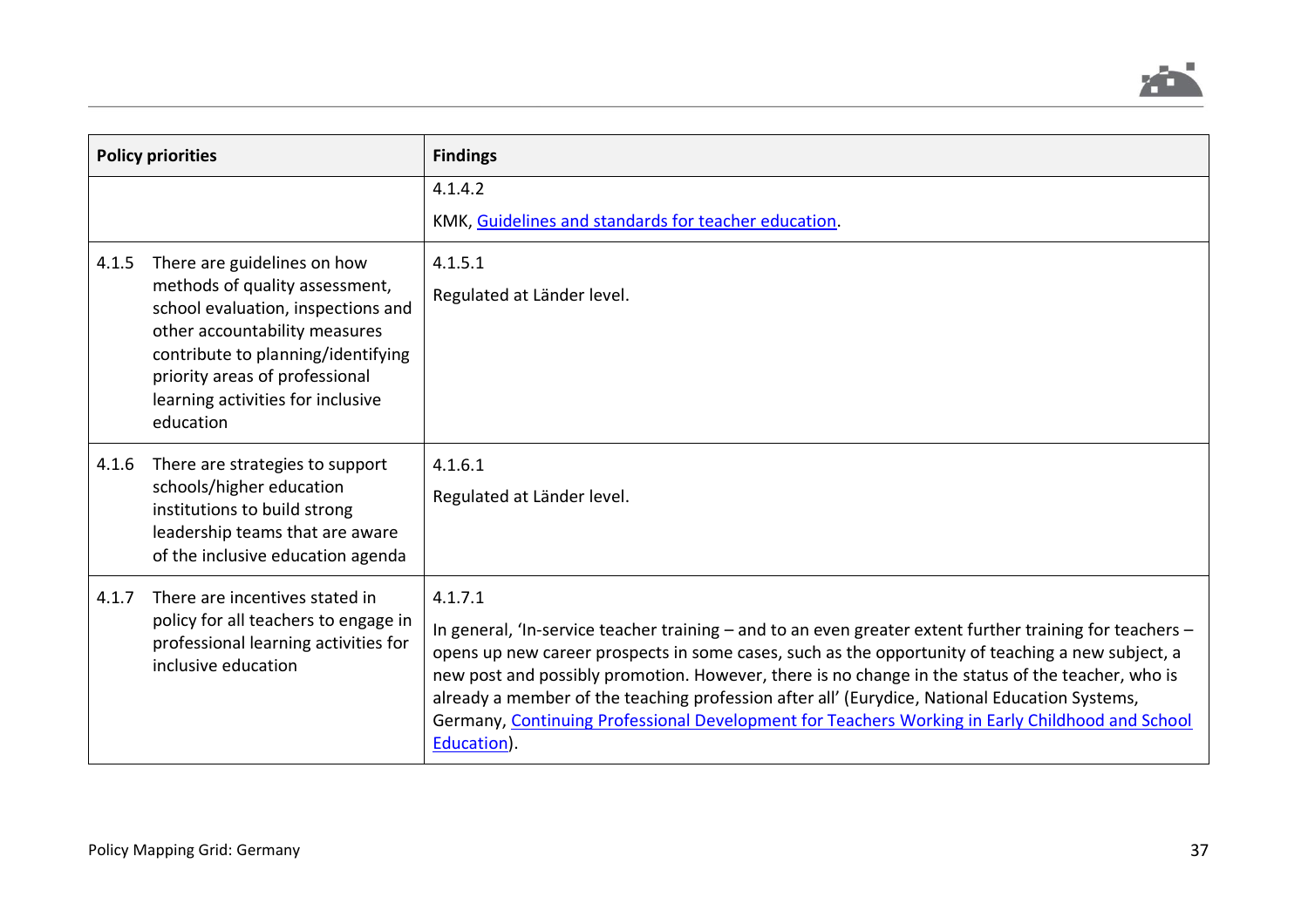| Policy priorities | Findings |
|---|---|
| | 4.1.4.2<br><br>KMK, Guidelines and standards for teacher education. |
| 4.1.5 There are guidelines on how methods of quality assessment, school evaluation, inspections and other accountability measures contribute to planning/identifying priority areas of professional learning activities for inclusive education | 4.1.5.1<br><br>Regulated at Länder level. |
| 4.1.6 There are strategies to support schools/higher education institutions to build strong leadership teams that are aware of the inclusive education agenda | 4.1.6.1<br><br>Regulated at Länder level. |
| 4.1.7 There are incentives stated in policy for all teachers to engage in professional learning activities for inclusive education | 4.1.7.1<br><br>In general, 'In-service teacher training – and to an even greater extent further training for teachers – opens up new career prospects in some cases, such as the opportunity of teaching a new subject, a new post and possibly promotion. However, there is no change in the status of the teacher, who is already a member of the teaching profession after all' (Eurydice, National Education Systems, Germany, Continuing Professional Development for Teachers Working in Early Childhood and School Education). |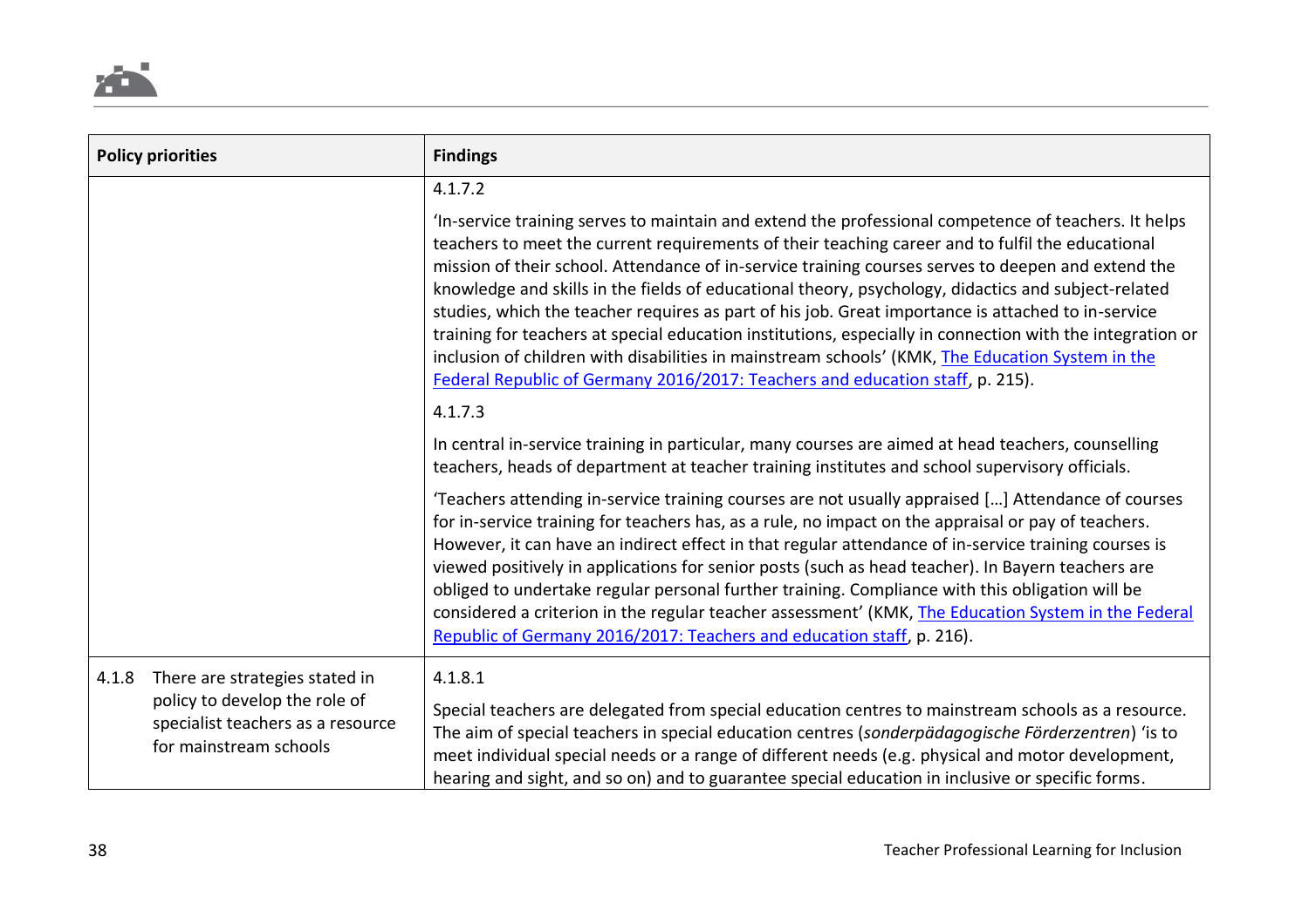| Policy priorities | Findings |
|---|---|
| | 4.1.7.2<br><br>'In-service training serves to maintain and extend the professional competence of teachers. It helps teachers to meet the current requirements of their teaching career and to fulfil the educational mission of their school. Attendance of in-service training courses serves to deepen and extend the knowledge and skills in the fields of educational theory, psychology, didactics and subject-related studies, which the teacher requires as part of his job. Great importance is attached to in-service training for teachers at special education institutions, especially in connection with the integration or inclusion of children with disabilities in mainstream schools' (KMK, [The Education System in the Federal Republic of Germany 2016/2017: Teachers and education staff](), p. 215).<br><br>4.1.7.3<br><br>In central in-service training in particular, many courses are aimed at head teachers, counselling teachers, heads of department at teacher training institutes and school supervisory officials.<br><br>'Teachers attending in-service training courses are not usually appraised […] Attendance of courses for in-service training for teachers has, as a rule, no impact on the appraisal or pay of teachers. However, it can have an indirect effect in that regular attendance of in-service training courses is viewed positively in applications for senior posts (such as head teacher). In Bayern teachers are obliged to undertake regular personal further training. Compliance with this obligation will be considered a criterion in the regular teacher assessment' (KMK, [The Education System in the Federal Republic of Germany 2016/2017: Teachers and education staff](), p. 216). |
| 4.1.8 There are strategies stated in policy to develop the role of specialist teachers as a resource for mainstream schools | 4.1.8.1<br><br>Special teachers are delegated from special education centres to mainstream schools as a resource. The aim of special teachers in special education centres (*sonderpädagogische Förderzentren*) 'is to meet individual special needs or a range of different needs (e.g. physical and motor development, hearing and sight, and so on) and to guarantee special education in inclusive or specific forms. |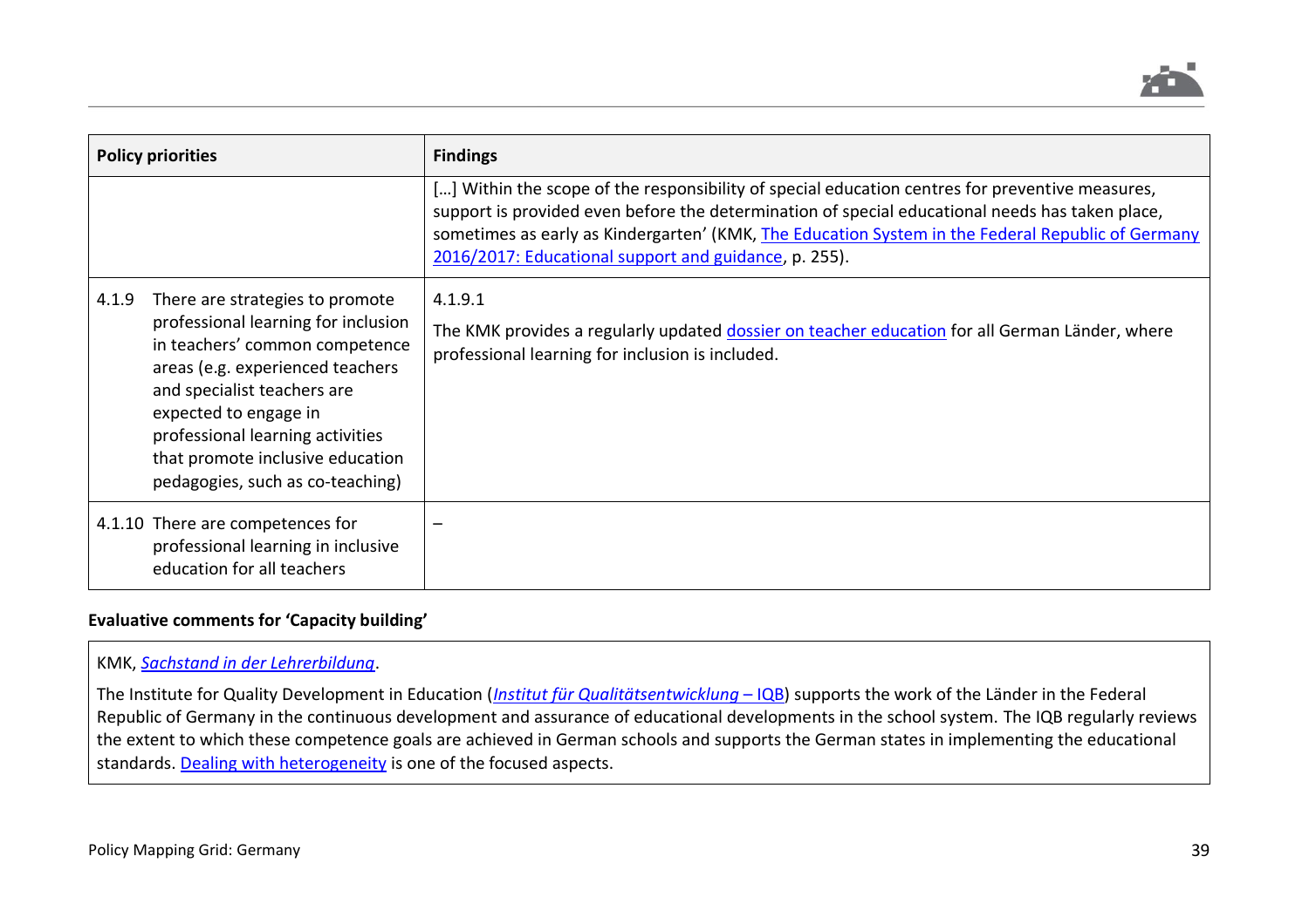| Policy priorities | Findings |
|---|---|
| | […] Within the scope of the responsibility of special education centres for preventive measures, support is provided even before the determination of special educational needs has taken place, sometimes as early as Kindergarten' (KMK, [The Education System in the Federal Republic of Germany 2016/2017: Educational support and guidance](), p. 255). |
| 4.1.9 There are strategies to promote professional learning for inclusion in teachers' common competence areas (e.g. experienced teachers and specialist teachers are expected to engage in professional learning activities that promote inclusive education pedagogies, such as co-teaching) | 4.1.9.1<br><br>The KMK provides a regularly updated [dossier on teacher education]() for all German Länder, where professional learning for inclusion is included. |
| 4.1.10 There are competences for professional learning in inclusive education for all teachers | – |

**Evaluative comments for 'Capacity building'**

KMK, [*Sachstand in der Lehrerbildung*]().

The Institute for Quality Development in Education ([*Institut für Qualitätsentwicklung* – IQB]()) supports the work of the Länder in the Federal Republic of Germany in the continuous development and assurance of educational developments in the school system. The IQB regularly reviews the extent to which these competence goals are achieved in German schools and supports the German states in implementing the educational standards. [Dealing with heterogeneity]() is one of the focused aspects.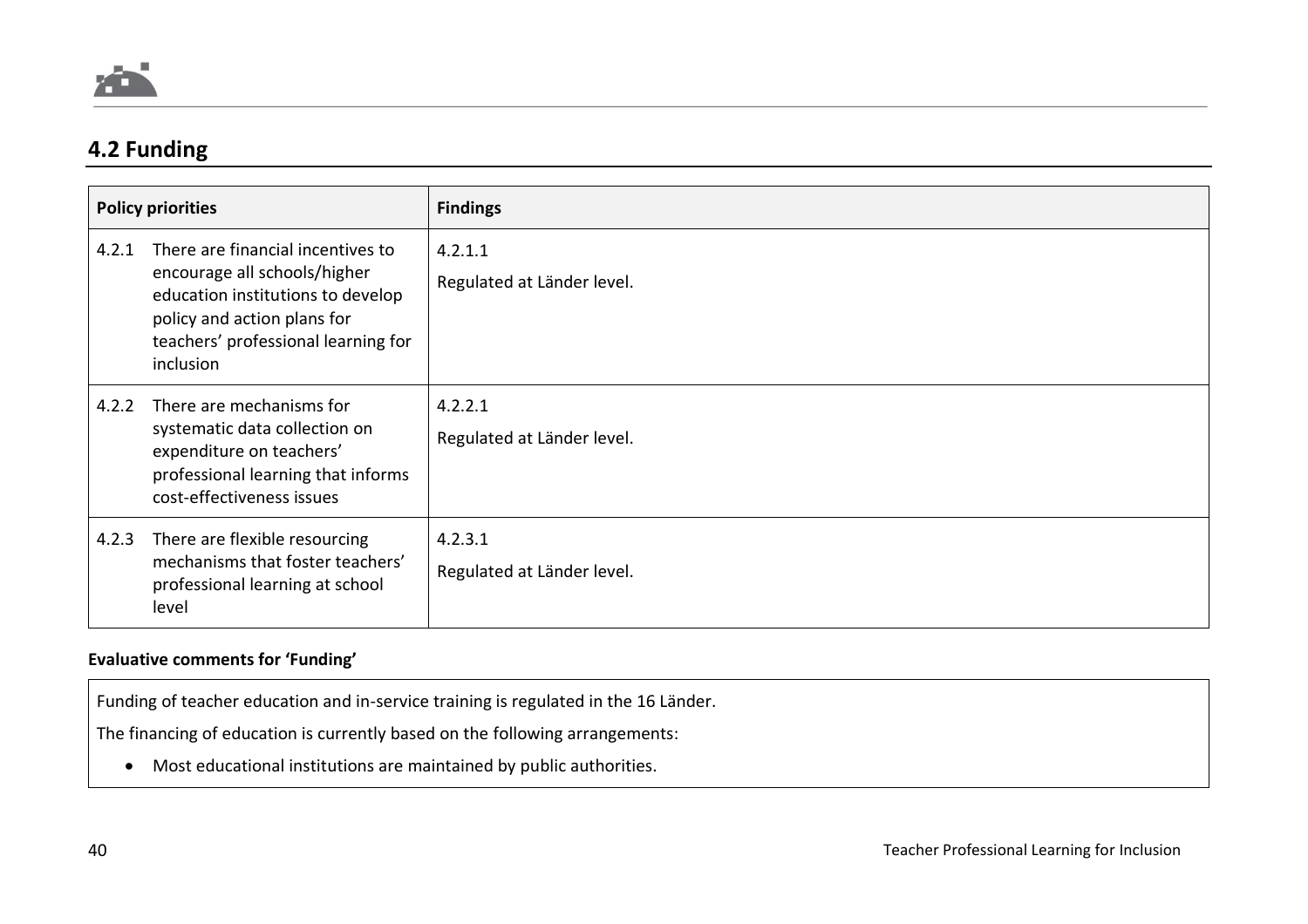## 4.2 Funding

| Policy priorities | Findings |
|---|---|
| 4.2.1 There are financial incentives to encourage all schools/higher education institutions to develop policy and action plans for teachers' professional learning for inclusion | 4.2.1.1<br>Regulated at Länder level. |
| 4.2.2 There are mechanisms for systematic data collection on expenditure on teachers' professional learning that informs cost-effectiveness issues | 4.2.2.1<br>Regulated at Länder level. |
| 4.2.3 There are flexible resourcing mechanisms that foster teachers' professional learning at school level | 4.2.3.1<br>Regulated at Länder level. |

**Evaluative comments for 'Funding'**

Funding of teacher education and in-service training is regulated in the 16 Länder.

The financing of education is currently based on the following arrangements:

- Most educational institutions are maintained by public authorities.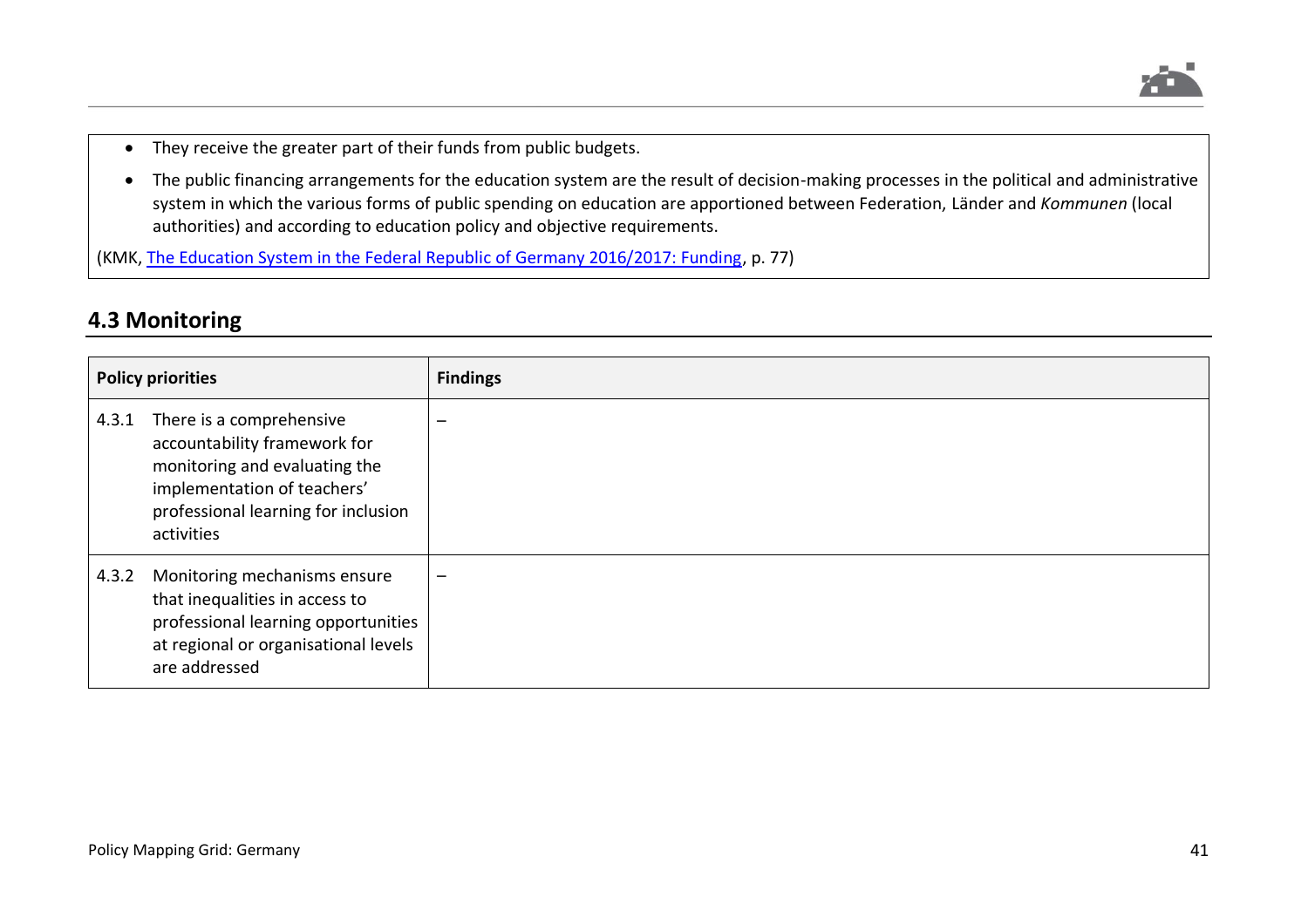- They receive the greater part of their funds from public budgets.
- The public financing arrangements for the education system are the result of decision-making processes in the political and administrative system in which the various forms of public spending on education are apportioned between Federation, Länder and *Kommunen* (local authorities) and according to education policy and objective requirements.

(KMK, [The Education System in the Federal Republic of Germany 2016/2017: Funding](), p. 77)

## 4.3 Monitoring

| Policy priorities | Findings |
|---|---|
| 4.3.1 There is a comprehensive accountability framework for monitoring and evaluating the implementation of teachers' professional learning for inclusion activities | – |
| 4.3.2 Monitoring mechanisms ensure that inequalities in access to professional learning opportunities at regional or organisational levels are addressed | – |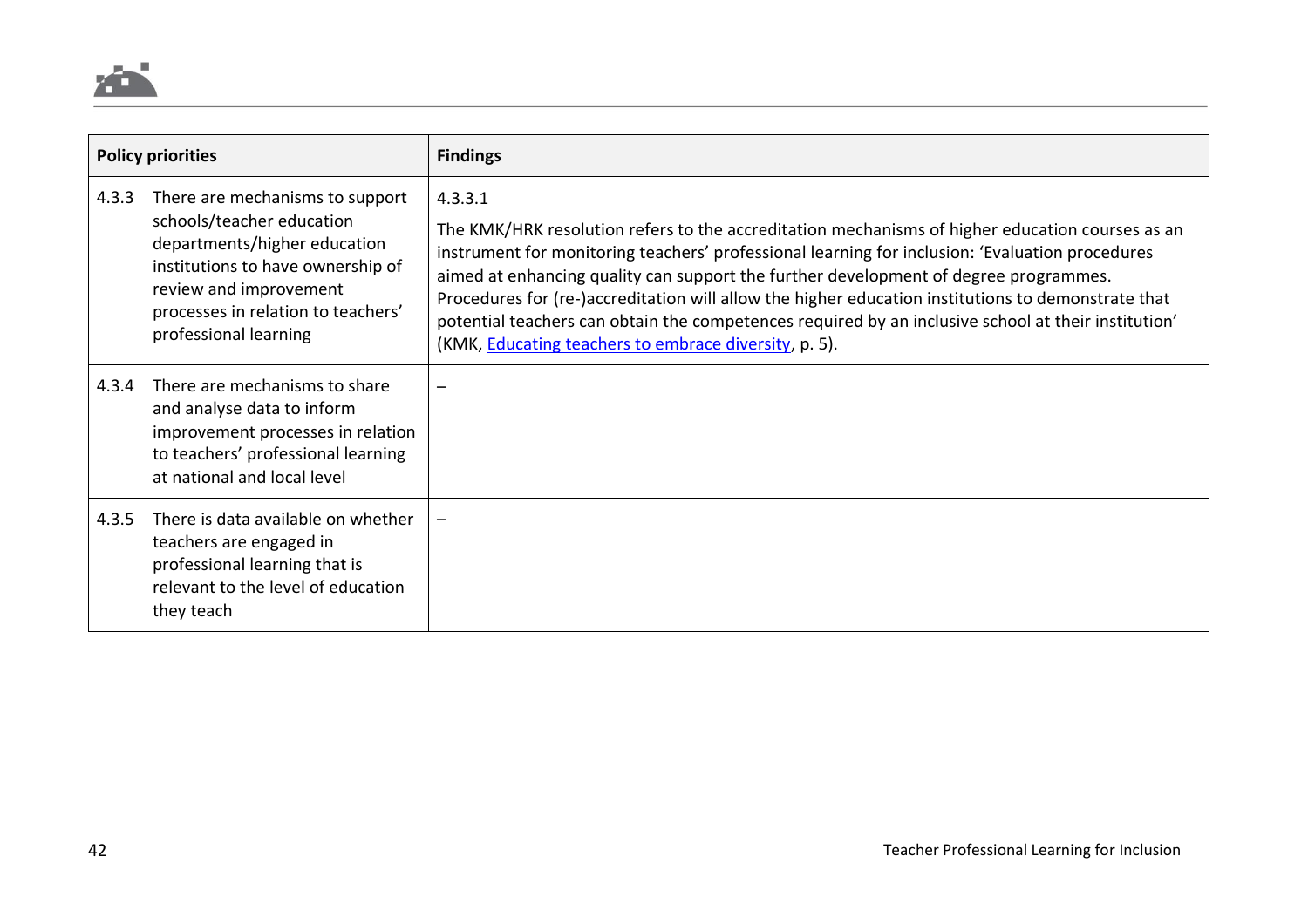| Policy priorities | Findings |
| --- | --- |
| 4.3.3 There are mechanisms to support schools/teacher education departments/higher education institutions to have ownership of review and improvement processes in relation to teachers' professional learning | 4.3.3.1<br>The KMK/HRK resolution refers to the accreditation mechanisms of higher education courses as an instrument for monitoring teachers' professional learning for inclusion: 'Evaluation procedures aimed at enhancing quality can support the further development of degree programmes. Procedures for (re-)accreditation will allow the higher education institutions to demonstrate that potential teachers can obtain the competences required by an inclusive school at their institution' (KMK, Educating teachers to embrace diversity, p. 5). |
| 4.3.4 There are mechanisms to share and analyse data to inform improvement processes in relation to teachers' professional learning at national and local level | – |
| 4.3.5 There is data available on whether teachers are engaged in professional learning that is relevant to the level of education they teach | – |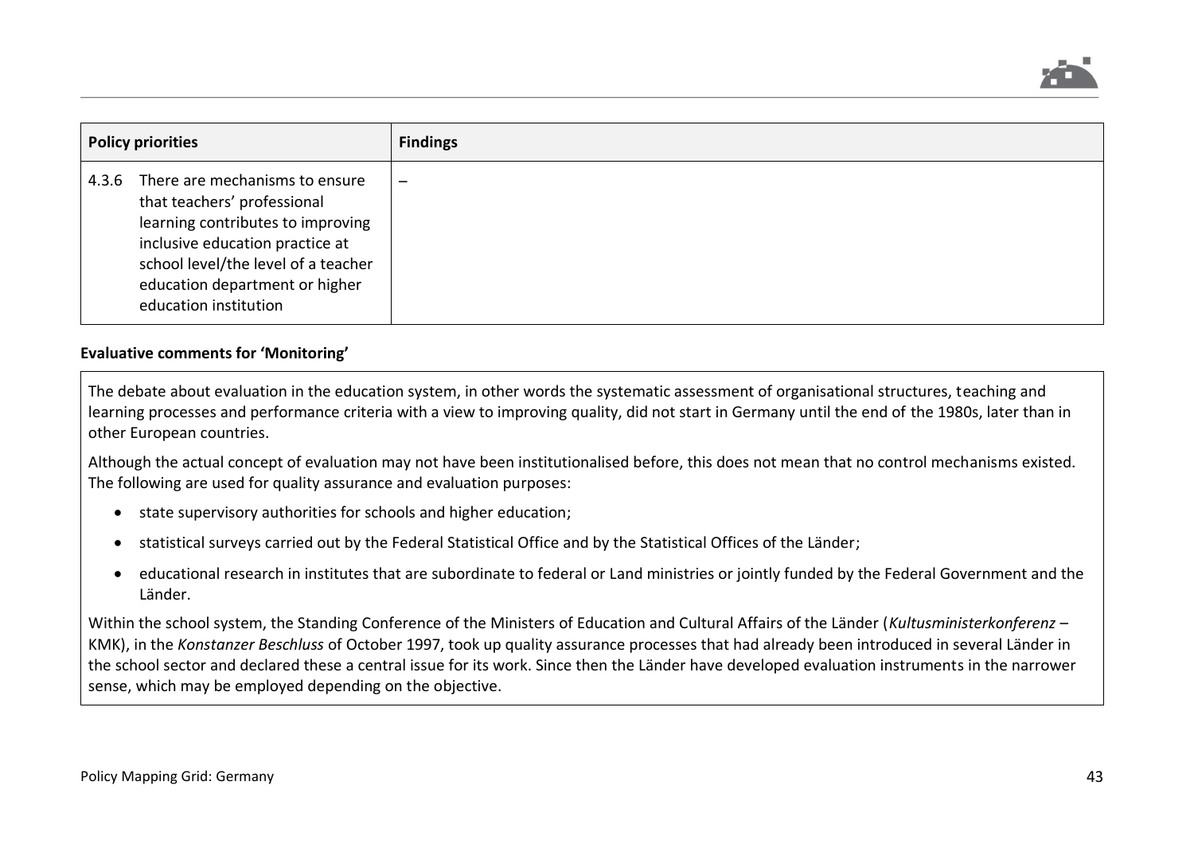| Policy priorities | Findings |
| --- | --- |
| 4.3.6 There are mechanisms to ensure that teachers' professional learning contributes to improving inclusive education practice at school level/the level of a teacher education department or higher education institution | – |

**Evaluative comments for 'Monitoring'**

The debate about evaluation in the education system, in other words the systematic assessment of organisational structures, teaching and learning processes and performance criteria with a view to improving quality, did not start in Germany until the end of the 1980s, later than in other European countries.

Although the actual concept of evaluation may not have been institutionalised before, this does not mean that no control mechanisms existed. The following are used for quality assurance and evaluation purposes:

- state supervisory authorities for schools and higher education;
- statistical surveys carried out by the Federal Statistical Office and by the Statistical Offices of the Länder;
- educational research in institutes that are subordinate to federal or Land ministries or jointly funded by the Federal Government and the Länder.

Within the school system, the Standing Conference of the Ministers of Education and Cultural Affairs of the Länder (*Kultusministerkonferenz* – KMK), in the *Konstanzer Beschluss* of October 1997, took up quality assurance processes that had already been introduced in several Länder in the school sector and declared these a central issue for its work. Since then the Länder have developed evaluation instruments in the narrower sense, which may be employed depending on the objective.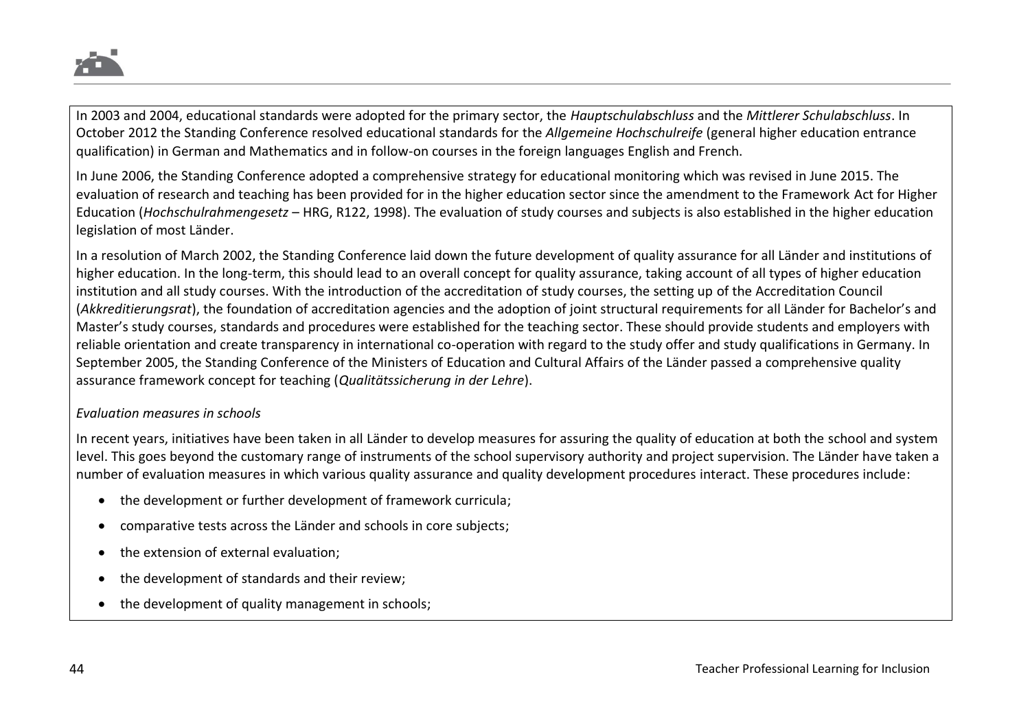In 2003 and 2004, educational standards were adopted for the primary sector, the *Hauptschulabschluss* and the *Mittlerer Schulabschluss*. In October 2012 the Standing Conference resolved educational standards for the *Allgemeine Hochschulreife* (general higher education entrance qualification) in German and Mathematics and in follow-on courses in the foreign languages English and French.

In June 2006, the Standing Conference adopted a comprehensive strategy for educational monitoring which was revised in June 2015. The evaluation of research and teaching has been provided for in the higher education sector since the amendment to the Framework Act for Higher Education (*Hochschulrahmengesetz* – HRG, R122, 1998). The evaluation of study courses and subjects is also established in the higher education legislation of most Länder.

In a resolution of March 2002, the Standing Conference laid down the future development of quality assurance for all Länder and institutions of higher education. In the long-term, this should lead to an overall concept for quality assurance, taking account of all types of higher education institution and all study courses. With the introduction of the accreditation of study courses, the setting up of the Accreditation Council (*Akkreditierungsrat*), the foundation of accreditation agencies and the adoption of joint structural requirements for all Länder for Bachelor's and Master's study courses, standards and procedures were established for the teaching sector. These should provide students and employers with reliable orientation and create transparency in international co-operation with regard to the study offer and study qualifications in Germany. In September 2005, the Standing Conference of the Ministers of Education and Cultural Affairs of the Länder passed a comprehensive quality assurance framework concept for teaching (*Qualitätssicherung in der Lehre*).

*Evaluation measures in schools*

In recent years, initiatives have been taken in all Länder to develop measures for assuring the quality of education at both the school and system level. This goes beyond the customary range of instruments of the school supervisory authority and project supervision. The Länder have taken a number of evaluation measures in which various quality assurance and quality development procedures interact. These procedures include:

- the development or further development of framework curricula;
- comparative tests across the Länder and schools in core subjects;
- the extension of external evaluation;
- the development of standards and their review;
- the development of quality management in schools;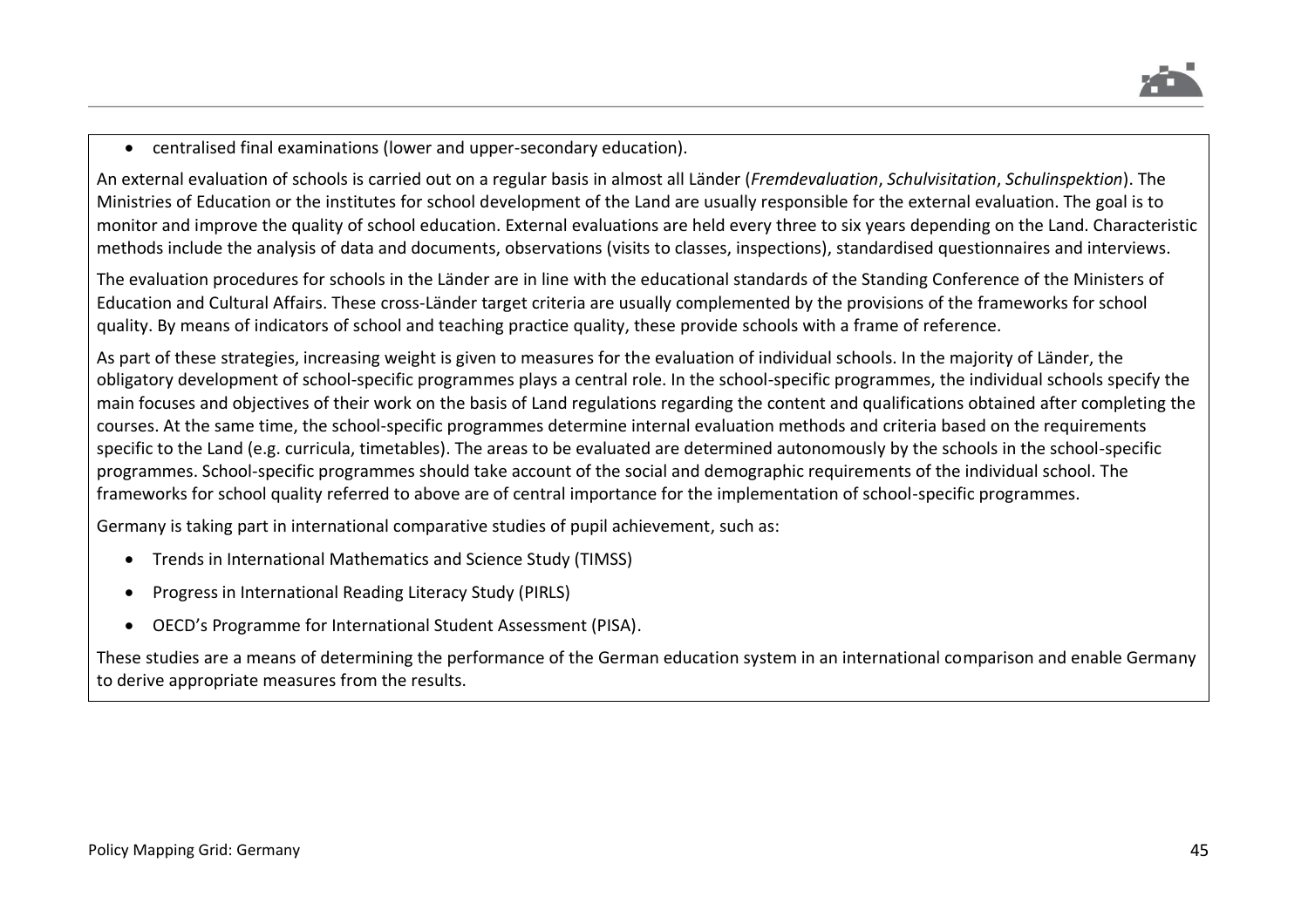- centralised final examinations (lower and upper-secondary education).

An external evaluation of schools is carried out on a regular basis in almost all Länder (*Fremdevaluation*, *Schulvisitation*, *Schulinspektion*). The Ministries of Education or the institutes for school development of the Land are usually responsible for the external evaluation. The goal is to monitor and improve the quality of school education. External evaluations are held every three to six years depending on the Land. Characteristic methods include the analysis of data and documents, observations (visits to classes, inspections), standardised questionnaires and interviews.

The evaluation procedures for schools in the Länder are in line with the educational standards of the Standing Conference of the Ministers of Education and Cultural Affairs. These cross-Länder target criteria are usually complemented by the provisions of the frameworks for school quality. By means of indicators of school and teaching practice quality, these provide schools with a frame of reference.

As part of these strategies, increasing weight is given to measures for the evaluation of individual schools. In the majority of Länder, the obligatory development of school-specific programmes plays a central role. In the school-specific programmes, the individual schools specify the main focuses and objectives of their work on the basis of Land regulations regarding the content and qualifications obtained after completing the courses. At the same time, the school-specific programmes determine internal evaluation methods and criteria based on the requirements specific to the Land (e.g. curricula, timetables). The areas to be evaluated are determined autonomously by the schools in the school-specific programmes. School-specific programmes should take account of the social and demographic requirements of the individual school. The frameworks for school quality referred to above are of central importance for the implementation of school-specific programmes.

Germany is taking part in international comparative studies of pupil achievement, such as:

- Trends in International Mathematics and Science Study (TIMSS)
- Progress in International Reading Literacy Study (PIRLS)
- OECD's Programme for International Student Assessment (PISA).

These studies are a means of determining the performance of the German education system in an international comparison and enable Germany to derive appropriate measures from the results.